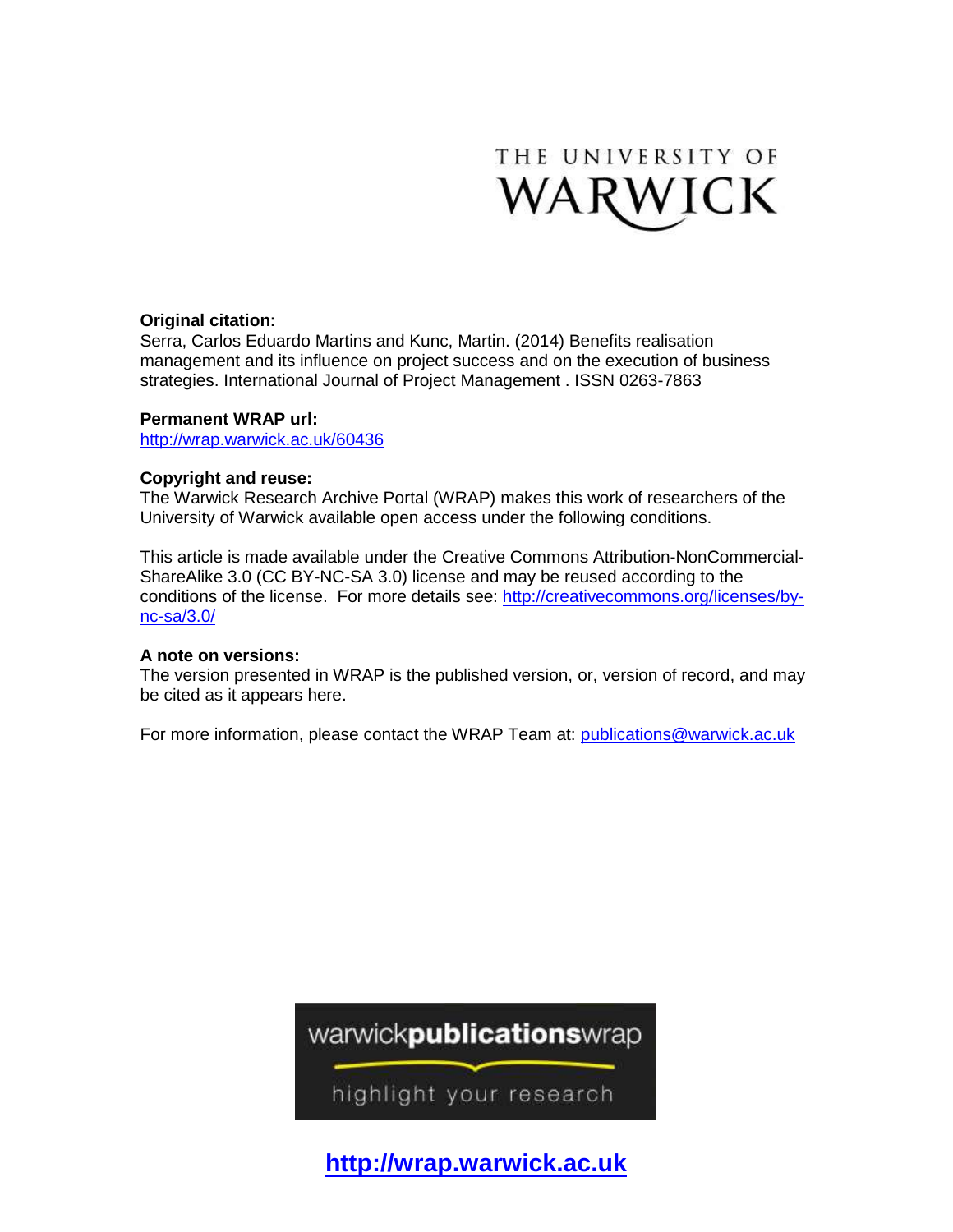THE UNIVERSITY OF WARWICK

**Original citation:**
Serra, Carlos Eduardo Martins and Kunc, Martin. (2014) Benefits realisation management and its influence on project success and on the execution of business strategies. International Journal of Project Management . ISSN 0263-7863

**Permanent WRAP url:**
http://wrap.warwick.ac.uk/60436

**Copyright and reuse:**
The Warwick Research Archive Portal (WRAP) makes this work of researchers of the University of Warwick available open access under the following conditions.

This article is made available under the Creative Commons Attribution-NonCommercial-ShareAlike 3.0 (CC BY-NC-SA 3.0) license and may be reused according to the conditions of the license. For more details see: http://creativecommons.org/licenses/by-nc-sa/3.0/

**A note on versions:**
The version presented in WRAP is the published version, or, version of record, and may be cited as it appears here.

For more information, please contact the WRAP Team at: publications@warwick.ac.uk

warwick**publications**wrap

highlight your research

**http://wrap.warwick.ac.uk**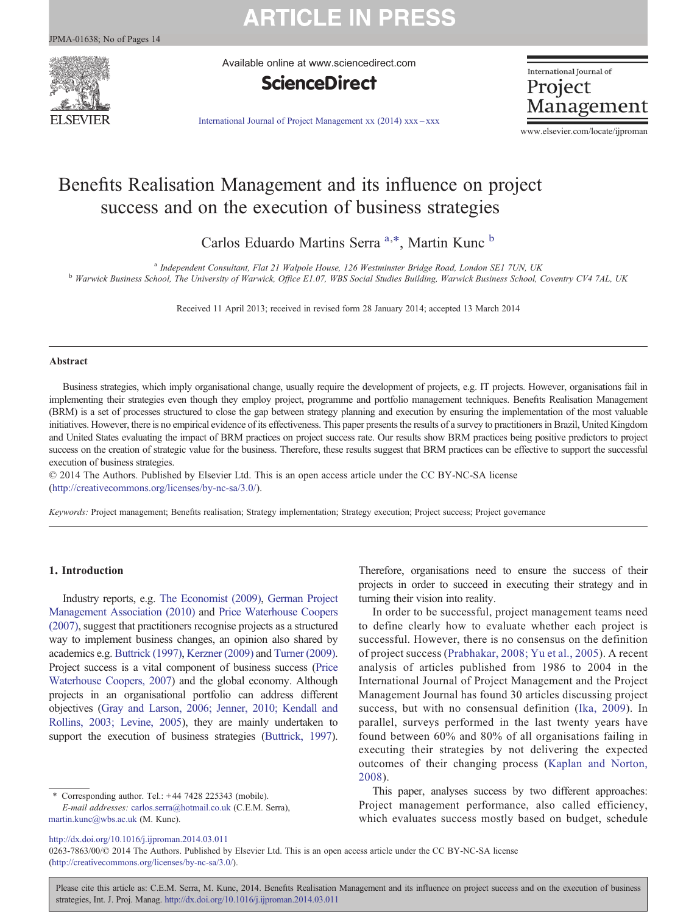# Benefits Realisation Management and its influence on project success and on the execution of business strategies

Carlos Eduardo Martins Serra [a,*], Martin Kunc [b]

[a] Independent Consultant, Flat 21 Walpole House, 126 Westminster Bridge Road, London SE1 7UN, UK

[b] Warwick Business School, The University of Warwick, Office E1.07, WBS Social Studies Building, Warwick Business School, Coventry CV4 7AL, UK

Received 11 April 2013; received in revised form 28 January 2014; accepted 13 March 2014

## Abstract

Business strategies, which imply organisational change, usually require the development of projects, e.g. IT projects. However, organisations fail in implementing their strategies even though they employ project, programme and portfolio management techniques. Benefits Realisation Management (BRM) is a set of processes structured to close the gap between strategy planning and execution by ensuring the implementation of the most valuable initiatives. However, there is no empirical evidence of its effectiveness. This paper presents the results of a survey to practitioners in Brazil, United Kingdom and United States evaluating the impact of BRM practices on project success rate. Our results show BRM practices being positive predictors to project success on the creation of strategic value for the business. Therefore, these results suggest that BRM practices can be effective to support the successful execution of business strategies.

© 2014 The Authors. Published by Elsevier Ltd. This is an open access article under the CC BY-NC-SA license (http://creativecommons.org/licenses/by-nc-sa/3.0/).

*Keywords:* Project management; Benefits realisation; Strategy implementation; Strategy execution; Project success; Project governance

## 1. Introduction

Industry reports, e.g. The Economist (2009), German Project Management Association (2010) and Price Waterhouse Coopers (2007), suggest that practitioners recognise projects as a structured way to implement business changes, an opinion also shared by academics e.g. Buttrick (1997), Kerzner (2009) and Turner (2009). Project success is a vital component of business success (Price Waterhouse Coopers, 2007) and the global economy. Although projects in an organisational portfolio can address different objectives (Gray and Larson, 2006; Jenner, 2010; Kendall and Rollins, 2003; Levine, 2005), they are mainly undertaken to support the execution of business strategies (Buttrick, 1997). Therefore, organisations need to ensure the success of their projects in order to succeed in executing their strategy and in turning their vision into reality.

In order to be successful, project management teams need to define clearly how to evaluate whether each project is successful. However, there is no consensus on the definition of project success (Prabhakar, 2008; Yu et al., 2005). A recent analysis of articles published from 1986 to 2004 in the International Journal of Project Management and the Project Management Journal has found 30 articles discussing project success, but with no consensual definition (Ika, 2009). In parallel, surveys performed in the last twenty years have found between 60% and 80% of all organisations failing in executing their strategies by not delivering the expected outcomes of their changing process (Kaplan and Norton, 2008).

This paper, analyses success by two different approaches: Project management performance, also called efficiency, which evaluates success mostly based on budget, schedule

\* Corresponding author. Tel.: +44 7428 225343 (mobile).
*E-mail addresses:* carlos.serra@hotmail.co.uk (C.E.M. Serra), martin.kunc@wbs.ac.uk (M. Kunc).

http://dx.doi.org/10.1016/j.ijproman.2014.03.011

0263-7863/00/© 2014 The Authors. Published by Elsevier Ltd. This is an open access article under the CC BY-NC-SA license (http://creativecommons.org/licenses/by-nc-sa/3.0/).

Please cite this article as: C.E.M. Serra, M. Kunc, 2014. Benefits Realisation Management and its influence on project success and on the execution of business strategies, Int. J. Proj. Manag. http://dx.doi.org/10.1016/j.ijproman.2014.03.011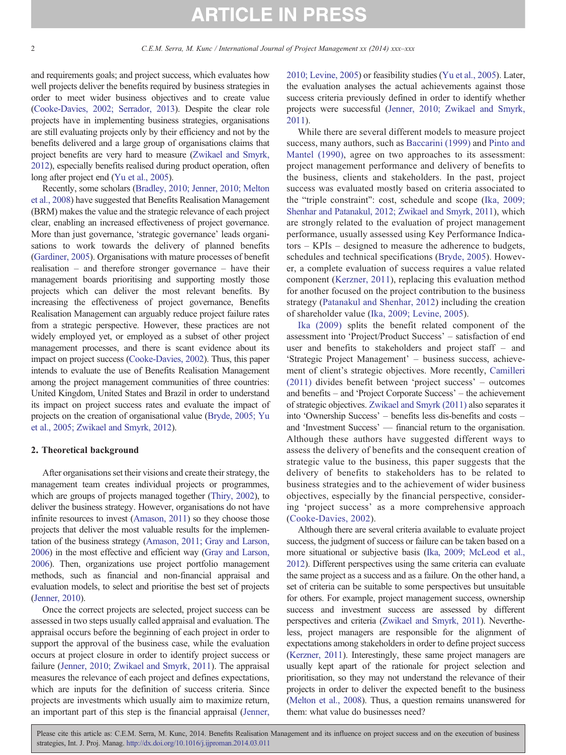and requirements goals; and project success, which evaluates how well projects deliver the benefits required by business strategies in order to meet wider business objectives and to create value (Cooke-Davies, 2002; Serrador, 2013). Despite the clear role projects have in implementing business strategies, organisations are still evaluating projects only by their efficiency and not by the benefits delivered and a large group of organisations claims that project benefits are very hard to measure (Zwikael and Smyrk, 2012), especially benefits realised during product operation, often long after project end (Yu et al., 2005).

Recently, some scholars (Bradley, 2010; Jenner, 2010; Melton et al., 2008) have suggested that Benefits Realisation Management (BRM) makes the value and the strategic relevance of each project clear, enabling an increased effectiveness of project governance. More than just governance, 'strategic governance' leads organisations to work towards the delivery of planned benefits (Gardiner, 2005). Organisations with mature processes of benefit realisation – and therefore stronger governance – have their management boards prioritising and supporting mostly those projects which can deliver the most relevant benefits. By increasing the effectiveness of project governance, Benefits Realisation Management can arguably reduce project failure rates from a strategic perspective. However, these practices are not widely employed yet, or employed as a subset of other project management processes, and there is scant evidence about its impact on project success (Cooke-Davies, 2002). Thus, this paper intends to evaluate the use of Benefits Realisation Management among the project management communities of three countries: United Kingdom, United States and Brazil in order to understand its impact on project success rates and evaluate the impact of projects on the creation of organisational value (Bryde, 2005; Yu et al., 2005; Zwikael and Smyrk, 2012).

## 2. Theoretical background

After organisations set their visions and create their strategy, the management team creates individual projects or programmes, which are groups of projects managed together (Thiry, 2002), to deliver the business strategy. However, organisations do not have infinite resources to invest (Amason, 2011) so they choose those projects that deliver the most valuable results for the implementation of the business strategy (Amason, 2011; Gray and Larson, 2006) in the most effective and efficient way (Gray and Larson, 2006). Then, organizations use project portfolio management methods, such as financial and non-financial appraisal and evaluation models, to select and prioritise the best set of projects (Jenner, 2010).

Once the correct projects are selected, project success can be assessed in two steps usually called appraisal and evaluation. The appraisal occurs before the beginning of each project in order to support the approval of the business case, while the evaluation occurs at project closure in order to identify project success or failure (Jenner, 2010; Zwikael and Smyrk, 2011). The appraisal measures the relevance of each project and defines expectations, which are inputs for the definition of success criteria. Since projects are investments which usually aim to maximize return, an important part of this step is the financial appraisal (Jenner, 2010; Levine, 2005) or feasibility studies (Yu et al., 2005). Later, the evaluation analyses the actual achievements against those success criteria previously defined in order to identify whether projects were successful (Jenner, 2010; Zwikael and Smyrk, 2011).

While there are several different models to measure project success, many authors, such as Baccarini (1999) and Pinto and Mantel (1990), agree on two approaches to its assessment: project management performance and delivery of benefits to the business, clients and stakeholders. In the past, project success was evaluated mostly based on criteria associated to the "triple constraint": cost, schedule and scope (Ika, 2009; Shenhar and Patanakul, 2012; Zwikael and Smyrk, 2011), which are strongly related to the evaluation of project management performance, usually assessed using Key Performance Indicators – KPIs – designed to measure the adherence to budgets, schedules and technical specifications (Bryde, 2005). However, a complete evaluation of success requires a value related component (Kerzner, 2011), replacing this evaluation method for another focused on the project contribution to the business strategy (Patanakul and Shenhar, 2012) including the creation of shareholder value (Ika, 2009; Levine, 2005).

Ika (2009) splits the benefit related component of the assessment into 'Project/Product Success' – satisfaction of end user and benefits to stakeholders and project staff – and 'Strategic Project Management' – business success, achievement of client's strategic objectives. More recently, Camilleri (2011) divides benefit between 'project success' – outcomes and benefits – and 'Project Corporate Success' – the achievement of strategic objectives. Zwikael and Smyrk (2011) also separates it into 'Ownership Success' – benefits less dis-benefits and costs – and 'Investment Success' — financial return to the organisation. Although these authors have suggested different ways to assess the delivery of benefits and the consequent creation of strategic value to the business, this paper suggests that the delivery of benefits to stakeholders has to be related to business strategies and to the achievement of wider business objectives, especially by the financial perspective, considering 'project success' as a more comprehensive approach (Cooke-Davies, 2002).

Although there are several criteria available to evaluate project success, the judgment of success or failure can be taken based on a more situational or subjective basis (Ika, 2009; McLeod et al., 2012). Different perspectives using the same criteria can evaluate the same project as a success and as a failure. On the other hand, a set of criteria can be suitable to some perspectives but unsuitable for others. For example, project management success, ownership success and investment success are assessed by different perspectives and criteria (Zwikael and Smyrk, 2011). Nevertheless, project managers are responsible for the alignment of expectations among stakeholders in order to define project success (Kerzner, 2011). Interestingly, these same project managers are usually kept apart of the rationale for project selection and prioritisation, so they may not understand the relevance of their projects in order to deliver the expected benefit to the business (Melton et al., 2008). Thus, a question remains unanswered for them: what value do businesses need?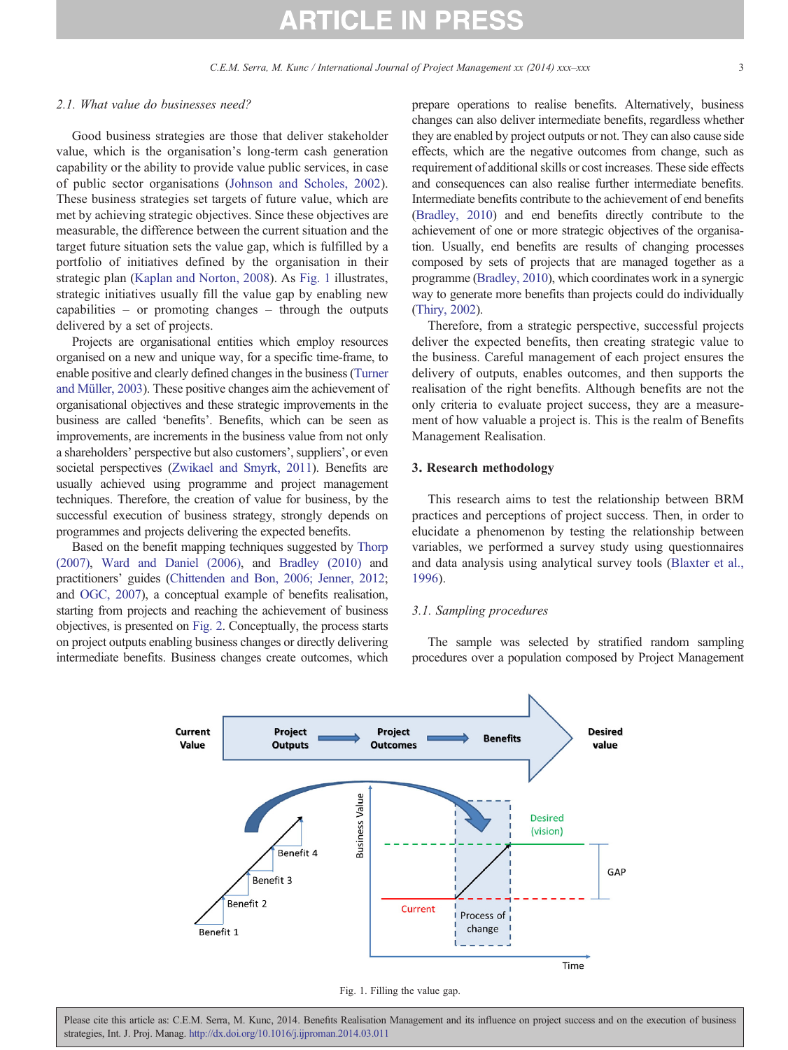### 2.1. What value do businesses need?

Good business strategies are those that deliver stakeholder value, which is the organisation's long-term cash generation capability or the ability to provide value public services, in case of public sector organisations (Johnson and Scholes, 2002). These business strategies set targets of future value, which are met by achieving strategic objectives. Since these objectives are measurable, the difference between the current situation and the target future situation sets the value gap, which is fulfilled by a portfolio of initiatives defined by the organisation in their strategic plan (Kaplan and Norton, 2008). As Fig. 1 illustrates, strategic initiatives usually fill the value gap by enabling new capabilities – or promoting changes – through the outputs delivered by a set of projects.

Projects are organisational entities which employ resources organised on a new and unique way, for a specific time-frame, to enable positive and clearly defined changes in the business (Turner and Müller, 2003). These positive changes aim the achievement of organisational objectives and these strategic improvements in the business are called 'benefits'. Benefits, which can be seen as improvements, are increments in the business value from not only a shareholders' perspective but also customers', suppliers', or even societal perspectives (Zwikael and Smyrk, 2011). Benefits are usually achieved using programme and project management techniques. Therefore, the creation of value for business, by the successful execution of business strategy, strongly depends on programmes and projects delivering the expected benefits.

Based on the benefit mapping techniques suggested by Thorp (2007), Ward and Daniel (2006), and Bradley (2010) and practitioners' guides (Chittenden and Bon, 2006; Jenner, 2012; and OGC, 2007), a conceptual example of benefits realisation, starting from projects and reaching the achievement of business objectives, is presented on Fig. 2. Conceptually, the process starts on project outputs enabling business changes or directly delivering intermediate benefits. Business changes create outcomes, which prepare operations to realise benefits. Alternatively, business changes can also deliver intermediate benefits, regardless whether they are enabled by project outputs or not. They can also cause side effects, which are the negative outcomes from change, such as requirement of additional skills or cost increases. These side effects and consequences can also realise further intermediate benefits. Intermediate benefits contribute to the achievement of end benefits (Bradley, 2010) and end benefits directly contribute to the achievement of one or more strategic objectives of the organisation. Usually, end benefits are results of changing processes composed by sets of projects that are managed together as a programme (Bradley, 2010), which coordinates work in a synergic way to generate more benefits than projects could do individually (Thiry, 2002).

Therefore, from a strategic perspective, successful projects deliver the expected benefits, then creating strategic value to the business. Careful management of each project ensures the delivery of outputs, enables outcomes, and then supports the realisation of the right benefits. Although benefits are not the only criteria to evaluate project success, they are a measurement of how valuable a project is. This is the realm of Benefits Management Realisation.

## 3. Research methodology

This research aims to test the relationship between BRM practices and perceptions of project success. Then, in order to elucidate a phenomenon by testing the relationship between variables, we performed a survey study using questionnaires and data analysis using analytical survey tools (Blaxter et al., 1996).

### 3.1. Sampling procedures

The sample was selected by stratified random sampling procedures over a population composed by Project Management

Current Value
Project Outputs
Project Outcomes
Benefits
Desired value
Benefit 1
Benefit 2
Benefit 3
Benefit 4
Business Value
Desired (vision)
GAP
Current
Process of change
Time

Fig. 1. Filling the value gap.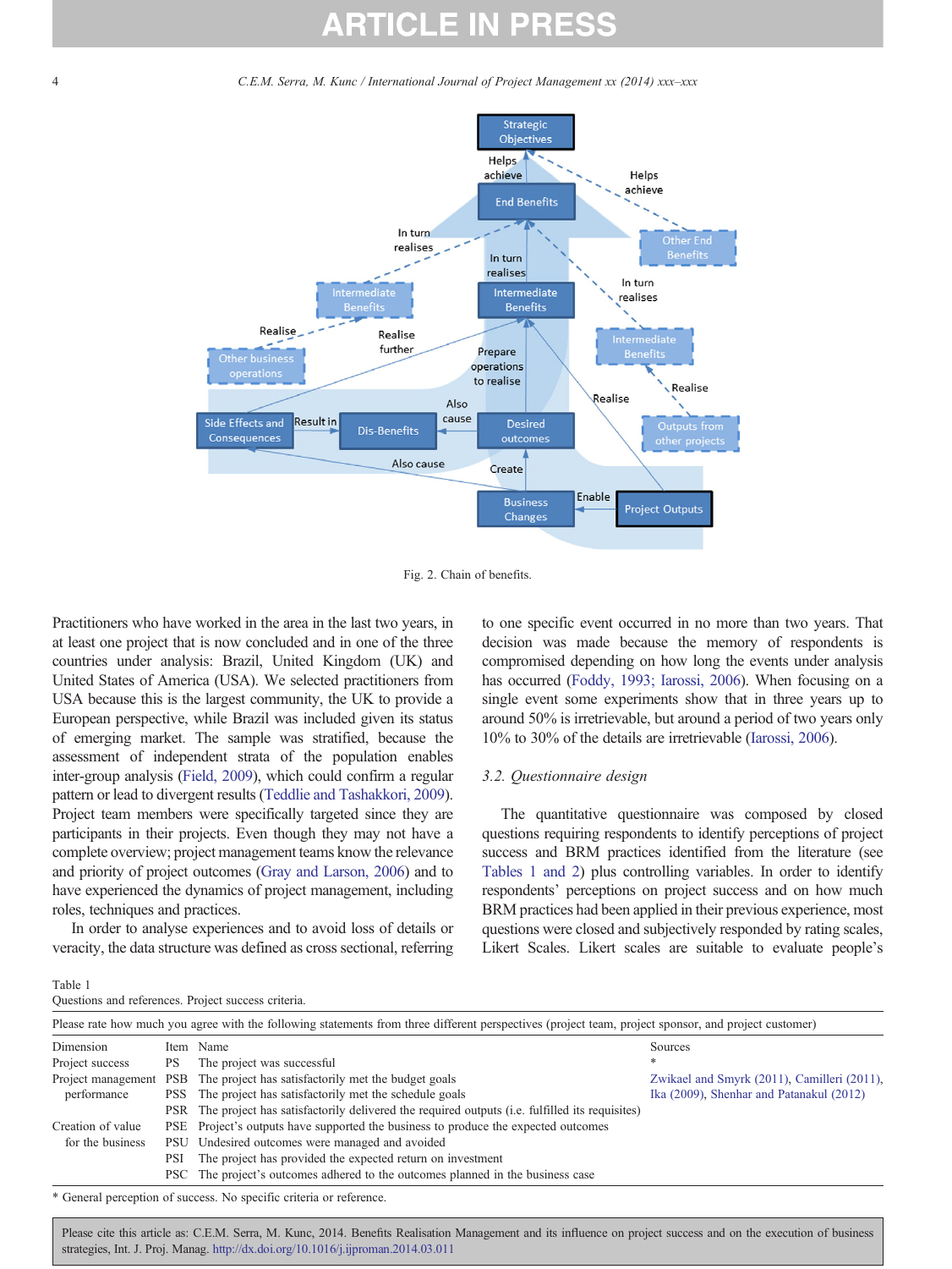Strategic Objectives

Helps achieve

End Benefits

Helps achieve

Other End Benefits

In turn realises

In turn realises

In turn realises

Intermediate Benefits

Intermediate Benefits

Intermediate Benefits

Realise

Realise further

Prepare operations to realise

Realise

Other business operations

Realise

Also cause

Side Effects and Consequences

Result in

Dis-Benefits

Desired outcomes

Outputs from other projects

Also cause

Create

Business Changes

Enable

Project Outputs

Fig. 2. Chain of benefits.

Practitioners who have worked in the area in the last two years, in at least one project that is now concluded and in one of the three countries under analysis: Brazil, United Kingdom (UK) and United States of America (USA). We selected practitioners from USA because this is the largest community, the UK to provide a European perspective, while Brazil was included given its status of emerging market. The sample was stratified, because the assessment of independent strata of the population enables inter-group analysis (Field, 2009), which could confirm a regular pattern or lead to divergent results (Teddlie and Tashakkori, 2009). Project team members were specifically targeted since they are participants in their projects. Even though they may not have a complete overview; project management teams know the relevance and priority of project outcomes (Gray and Larson, 2006) and to have experienced the dynamics of project management, including roles, techniques and practices.

In order to analyse experiences and to avoid loss of details or veracity, the data structure was defined as cross sectional, referring to one specific event occurred in no more than two years. That decision was made because the memory of respondents is compromised depending on how long the events under analysis has occurred (Foddy, 1993; Iarossi, 2006). When focusing on a single event some experiments show that in three years up to around 50% is irretrievable, but a period of two years only 10% to 30% of the details are irretrievable (Iarossi, 2006).

### 3.2. Questionnaire design

The quantitative questionnaire was composed by closed questions requiring respondents to identify perceptions of project success and BRM practices identified from the literature (see Tables 1 and 2) plus controlling variables. In order to identify respondents' perceptions on project success and on how much BRM practices had been applied in their previous experience, most questions were closed and subjectively responded by rating scales, Likert Scales. Likert scales are suitable to evaluate people's

Table 1
Questions and references. Project success criteria.

Please rate how much you agree with the following statements from three different perspectives (project team, project sponsor, and project customer)

| Dimension | Item | Name | Sources |
|---|---|---|---|
| Project success | PS | The project was successful | * |
| Project management performance | PSB | The project has satisfactorily met the budget goals | Zwikael and Smyrk (2011), Camilleri (2011), Ika (2009), Shenhar and Patanakul (2012) |
| | PSS | The project has satisfactorily met the schedule goals | |
| | PSR | The project has satisfactorily delivered the required outputs (i.e. fulfilled its requisites) | |
| Creation of value for the business | PSE | Project's outputs have supported the business to produce the expected outcomes | |
| | PSU | Undesired outcomes were managed and avoided | |
| | PSI | The project has provided the expected return on investment | |
| | PSC | The project's outcomes adhered to the outcomes planned in the business case | |

* General perception of success. No specific criteria or reference.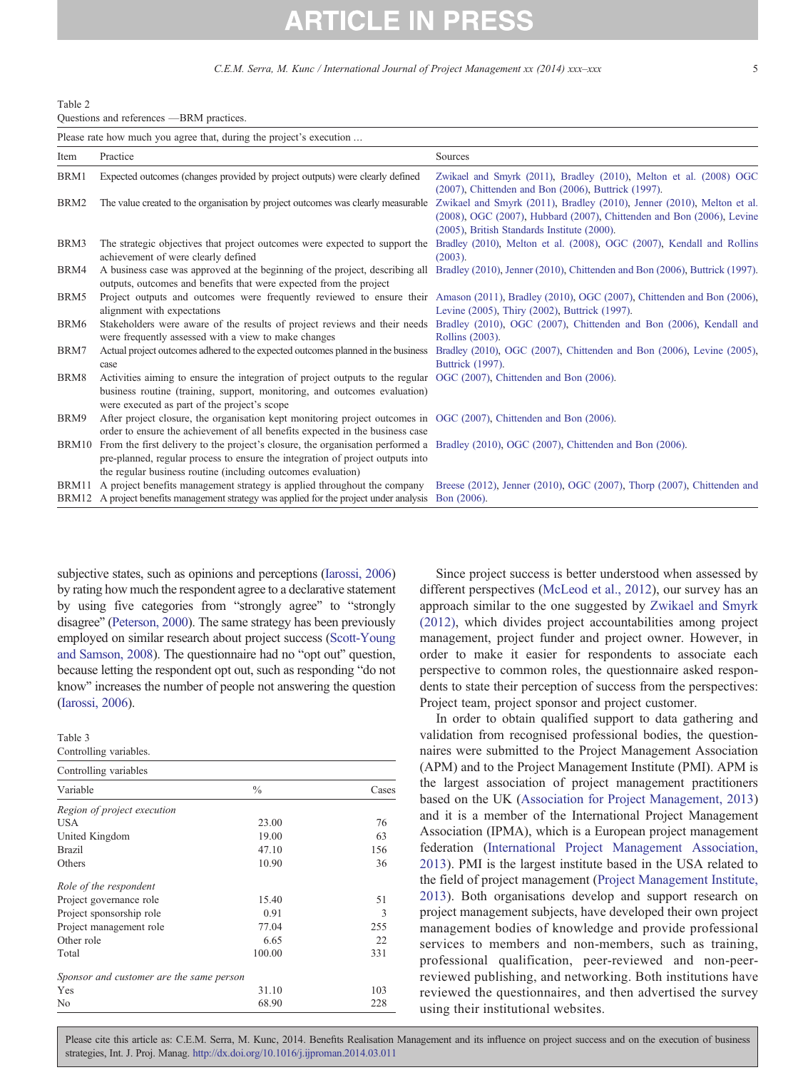Table 2
Questions and references —BRM practices.

Please rate how much you agree that, during the project's execution …

| Item | Practice | Sources |
|---|---|---|
| BRM1 | Expected outcomes (changes provided by project outputs) were clearly defined | Zwikael and Smyrk (2011), Bradley (2010), Melton et al. (2008) OGC (2007), Chittenden and Bon (2006), Buttrick (1997). |
| BRM2 | The value created to the organisation by project outcomes was clearly measurable | Zwikael and Smyrk (2011), Bradley (2010), Jenner (2010), Melton et al. (2008), OGC (2007), Hubbard (2007), Chittenden and Bon (2006), Levine (2005), British Standards Institute (2000). |
| BRM3 | The strategic objectives that project outcomes were expected to support the achievement of were clearly defined | Bradley (2010), Melton et al. (2008), OGC (2007), Kendall and Rollins (2003). |
| BRM4 | A business case was approved at the beginning of the project, describing all outputs, outcomes and benefits that were expected from the project | Bradley (2010), Jenner (2010), Chittenden and Bon (2006), Buttrick (1997). |
| BRM5 | Project outputs and outcomes were frequently reviewed to ensure their alignment with expectations | Amason (2011), Bradley (2010), OGC (2007), Chittenden and Bon (2006), Levine (2005), Thiry (2002), Buttrick (1997). |
| BRM6 | Stakeholders were aware of the results of project reviews and their needs were frequently assessed with a view to make changes | Bradley (2010), OGC (2007), Chittenden and Bon (2006), Kendall and Rollins (2003). |
| BRM7 | Actual project outcomes adhered to the expected outcomes planned in the business case | Bradley (2010), OGC (2007), Chittenden and Bon (2006), Levine (2005), Buttrick (1997). |
| BRM8 | Activities aiming to ensure the integration of project outputs to the regular business routine (training, support, monitoring, and outcomes evaluation) were executed as part of the project's scope | OGC (2007), Chittenden and Bon (2006). |
| BRM9 | After project closure, the organisation kept monitoring project outcomes in order to ensure the achievement of all benefits expected in the business case | OGC (2007), Chittenden and Bon (2006). |
| BRM10 | From the first delivery to the project's closure, the organisation performed a pre-planned, regular process to ensure the integration of project outputs into the regular business routine (including outcomes evaluation) | Bradley (2010), OGC (2007), Chittenden and Bon (2006). |
| BRM11 | A project benefits management strategy is applied throughout the company | Breese (2012), Jenner (2010), OGC (2007), Thorp (2007), Chittenden and Bon (2006). |
| BRM12 | A project benefits management strategy was applied for the project under analysis | |

subjective states, such as opinions and perceptions (Iarossi, 2006) by rating how much the respondent agree to a declarative statement by using five categories from "strongly agree" to "strongly disagree" (Peterson, 2000). The same strategy has been previously employed on similar research about project success (Scott-Young and Samson, 2008). The questionnaire had no "opt out" question, because letting the respondent opt out, such as responding "do not know" increases the number of people not answering the question (Iarossi, 2006).

Table 3
Controlling variables.

| Variable | % | Cases |
|---|---|---|
| *Region of project execution* | | |
| USA | 23.00 | 76 |
| United Kingdom | 19.00 | 63 |
| Brazil | 47.10 | 156 |
| Others | 10.90 | 36 |
| *Role of the respondent* | | |
| Project governance role | 15.40 | 51 |
| Project sponsorship role | 0.91 | 3 |
| Project management role | 77.04 | 255 |
| Other role | 6.65 | 22 |
| Total | 100.00 | 331 |
| *Sponsor and customer are the same person* | | |
| Yes | 31.10 | 103 |
| No | 68.90 | 228 |

Since project success is better understood when assessed by different perspectives (McLeod et al., 2012), our survey has an approach similar to the one suggested by Zwikael and Smyrk (2012), which divides project accountabilities among project management, project funder and project owner. However, in order to make it easier for respondents to associate each perspective to common roles, the questionnaire asked respondents to state their perception of success from the perspectives: Project team, project sponsor and project customer.

In order to obtain qualified support to data gathering and validation from recognised professional bodies, the questionnaires were submitted to the Project Management Association (APM) and to the Project Management Institute (PMI). APM is the largest association of project management practitioners based on the UK (Association for Project Management, 2013) and it is a member of the International Project Management Association (IPMA), which is a European project management federation (International Project Management Association, 2013). PMI is the largest institute based in the USA related to the field of project management (Project Management Institute, 2013). Both organisations develop and support research on project management subjects, have developed their own project management bodies of knowledge and provide professional services to members and non-members, such as training, professional qualification, peer-reviewed and non-peer-reviewed publishing, and networking. Both institutions have reviewed the questionnaires, and then advertised the survey using their institutional websites.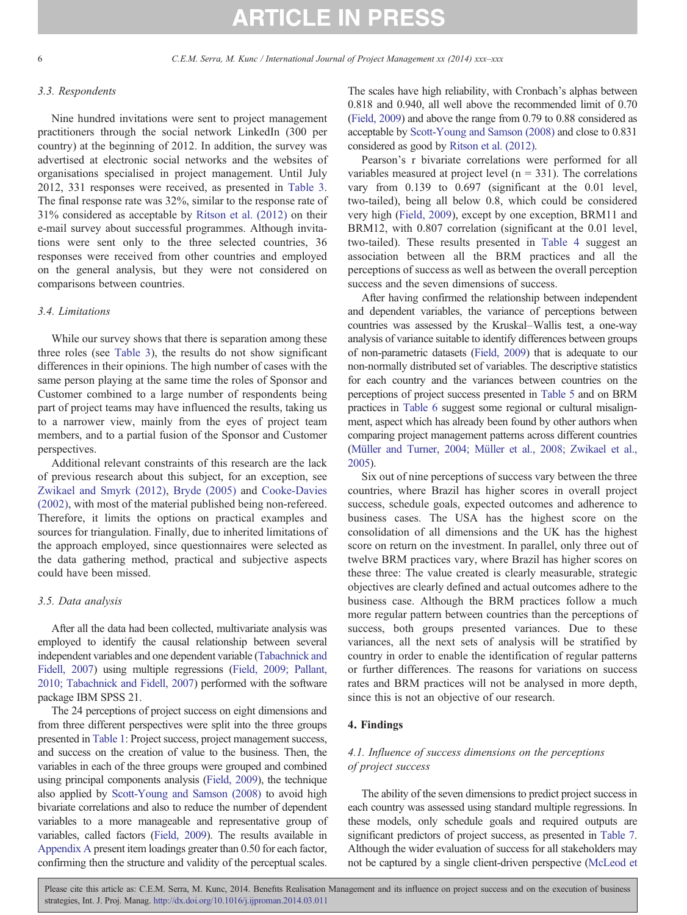### 3.3. Respondents

Nine hundred invitations were sent to project management practitioners through the social network LinkedIn (300 per country) at the beginning of 2012. In addition, the survey was advertised at electronic social networks and the websites of organisations specialised in project management. Until July 2012, 331 responses were received, as presented in Table 3. The final response rate was 32%, similar to the response rate of 31% considered as acceptable by Ritson et al. (2012) on their e-mail survey about successful programmes. Although invitations were sent only to the three selected countries, 36 responses were received from other countries and employed on the general analysis, but they were not considered on comparisons between countries.

### 3.4. Limitations

While our survey shows that there is separation among these three roles (see Table 3), the results do not show significant differences in their opinions. The high number of cases with the same person playing at the same time the roles of Sponsor and Customer combined to a large number of respondents being part of project teams may have influenced the results, taking us to a narrower view, mainly from the eyes of project team members, and to a partial fusion of the Sponsor and Customer perspectives.

Additional relevant constraints of this research are the lack of previous research about this subject, for an exception, see Zwikael and Smyrk (2012), Bryde (2005) and Cooke-Davies (2002), with most of the material published being non-refereed. Therefore, it limits the options on practical examples and sources for triangulation. Finally, due to inherited limitations of the approach employed, since questionnaires were selected as the data gathering method, practical and subjective aspects could have been missed.

### 3.5. Data analysis

After all the data had been collected, multivariate analysis was employed to identify the causal relationship between several independent variables and one dependent variable (Tabachnick and Fidell, 2007) using multiple regressions (Field, 2009; Pallant, 2010; Tabachnick and Fidell, 2007) performed with the software package IBM SPSS 21.

The 24 perceptions of project success on eight dimensions and from three different perspectives were split into the three groups presented in Table 1: Project success, project management success, and success on the creation of value to the business. Then, the variables in each of the three groups were grouped and combined using principal components analysis (Field, 2009), the technique also applied by Scott-Young and Samson (2008) to avoid high bivariate correlations and also to reduce the number of dependent variables to a more manageable and representative group of variables, called factors (Field, 2009). The results available in Appendix A present item loadings greater than 0.50 for each factor, confirming then the structure and validity of the perceptual scales. The scales have high reliability, with Cronbach's alphas between 0.818 and 0.940, all well above the recommended limit of 0.70 (Field, 2009) and above the range from 0.79 to 0.88 considered as acceptable by Scott-Young and Samson (2008) and close to 0.831 considered as good by Ritson et al. (2012).

Pearson's r bivariate correlations were performed for all variables measured at project level ($n = 331$). The correlations vary from 0.139 to 0.697 (significant at the 0.01 level, two-tailed), being all below 0.8, which could be considered very high (Field, 2009), except by one exception, BRM11 and BRM12, with 0.807 correlation (significant at the 0.01 level, two-tailed). These results presented in Table 4 suggest an association between all the BRM practices and all the perceptions of success as well as between the overall perception success and the seven dimensions of success.

After having confirmed the relationship between independent and dependent variables, the variance of perceptions between countries was assessed by the Kruskal–Wallis test, a one-way analysis of variance suitable to identify differences between groups of non-parametric datasets (Field, 2009) that is adequate to our non-normally distributed set of variables. The descriptive statistics for each country and the variances between countries on the perceptions of project success presented in Table 5 and on BRM practices in Table 6 suggest some regional or cultural misalignment, aspect which has already been found by other authors when comparing project management patterns across different countries (Müller and Turner, 2004; Müller et al., 2008; Zwikael et al., 2005).

Six out of nine perceptions of success vary between the three countries, where Brazil has higher scores in overall project success, schedule goals, expected outcomes and adherence to business cases. The USA has the highest score on the consolidation of all dimensions and the UK has the highest score on return on the investment. In parallel, only three out of twelve BRM practices vary, where Brazil has higher scores on these three: The value created is clearly measurable, strategic objectives are clearly defined and actual outcomes adhere to the business case. Although the BRM practices follow a much more regular pattern between countries than the perceptions of success, both groups presented variances. Due to these variances, all the next sets of analysis will be stratified by country in order to enable the identification of regular patterns or further differences. The reasons for variations on success rates and BRM practices will not be analysed in more depth, since this is not an objective of our research.

## 4. Findings

### 4.1. Influence of success dimensions on the perceptions of project success

The ability of the seven dimensions to predict project success in each country was assessed using standard multiple regressions. In these models, only schedule goals and required outputs are significant predictors of project success, as presented in Table 7. Although the wider evaluation of success for all stakeholders may not be captured by a single client-driven perspective (McLeod et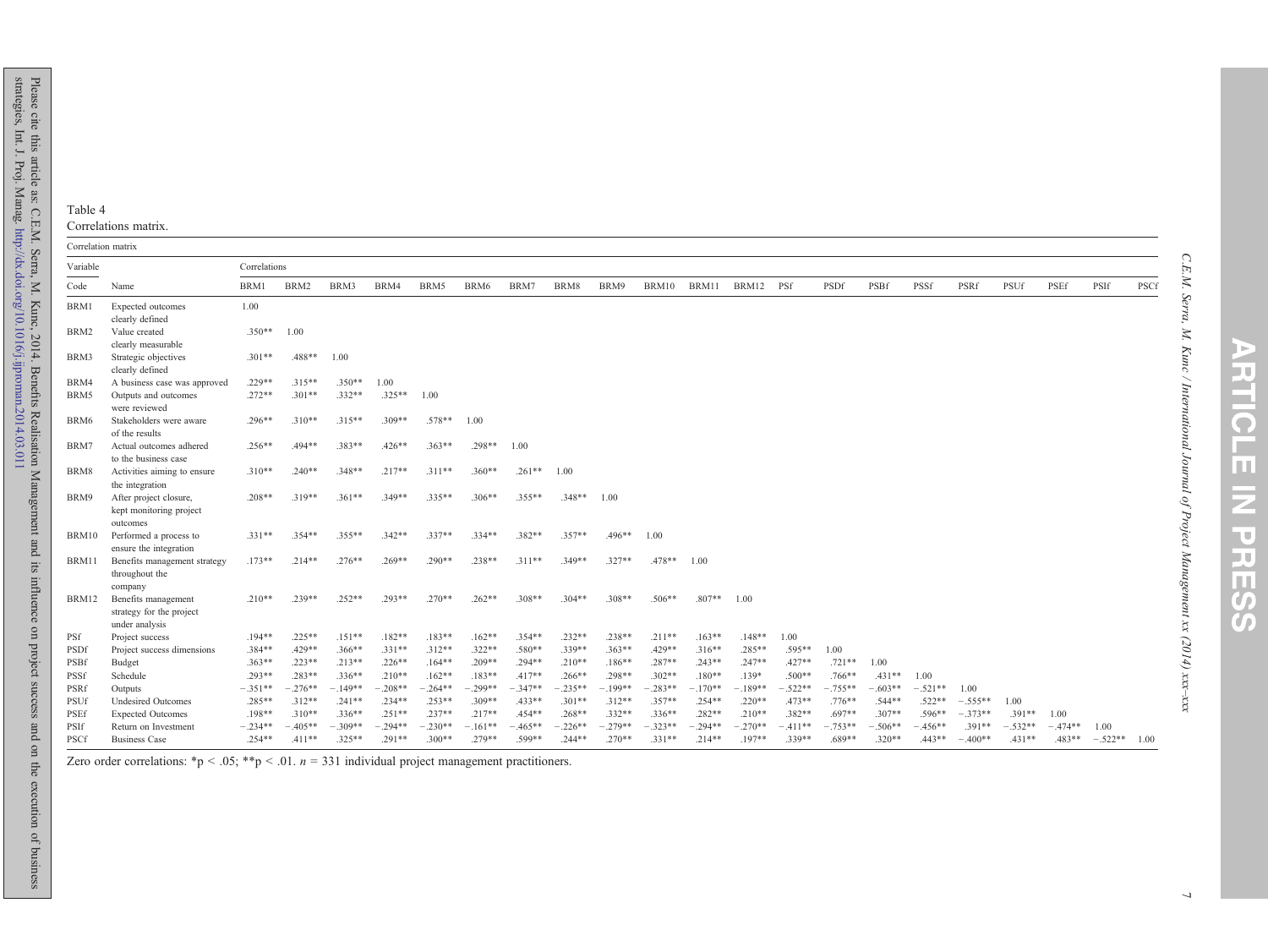Table 4
Correlations matrix.

| Correlation matrix | | | | | | | | | | | | | | | | | | | | | | | |
|---|---|---|---|---|---|---|---|---|---|---|---|---|---|---|---|---|---|---|---|---|---|---|---|
| Variable | | Correlations | | | | | | | | | | | | | | | | | | | | | |
| Code | Name | BRM1 | BRM2 | BRM3 | BRM4 | BRM5 | BRM6 | BRM7 | BRM8 | BRM9 | BRM10 | BRM11 | BRM12 | PSf | PSDf | PSBf | PSSf | PSRf | PSUf | PSEf | PSIf | PSCf |
| BRM1 | Expected outcomes clearly defined | 1.00 | | | | | | | | | | | | | | | | | | | | |
| BRM2 | Value created clearly measurable | .350** | 1.00 | | | | | | | | | | | | | | | | | | | |
| BRM3 | Strategic objectives clearly defined | .301** | .488** | 1.00 | | | | | | | | | | | | | | | | | | |
| BRM4 | A business case was approved | .229** | .315** | .350** | 1.00 | | | | | | | | | | | | | | | | | |
| BRM5 | Outputs and outcomes were reviewed | .272** | .301** | .332** | .325** | 1.00 | | | | | | | | | | | | | | | | |
| BRM6 | Stakeholders were aware of the results | .296** | .310** | .315** | .309** | .578** | 1.00 | | | | | | | | | | | | | | | |
| BRM7 | Actual outcomes adhered to the business case | .256** | .494** | .383** | .426** | .363** | .298** | 1.00 | | | | | | | | | | | | | | |
| BRM8 | Activities aiming to ensure the integration | .310** | .240** | .348** | .217** | .311** | .360** | .261** | 1.00 | | | | | | | | | | | | | |
| BRM9 | After project closure, kept monitoring project outcomes | .208** | .319** | .361** | .349** | .335** | .306** | .355** | .348** | 1.00 | | | | | | | | | | | | |
| BRM10 | Performed a process to ensure the integration | .331** | .354** | .355** | .342** | .337** | .334** | .382** | .357** | .496** | 1.00 | | | | | | | | | | | |
| BRM11 | Benefits management strategy throughout the company | .173** | .214** | .276** | .269** | .290** | .238** | .311** | .349** | .327** | .478** | 1.00 | | | | | | | | | | |
| BRM12 | Benefits management strategy for the project under analysis | .210** | .239** | .252** | .293** | .270** | .262** | .308** | .304** | .308** | .506** | .807** | 1.00 | | | | | | | | | |
| PSf | Project success | .194** | .225** | .151** | .182** | .183** | .162** | .354** | .232** | .238** | .211** | .163** | .148** | 1.00 | | | | | | | | |
| PSDf | Project success dimensions | .384** | .429** | .366** | .331** | .312** | .322** | .580** | .339** | .363** | .429** | .316** | .285** | .595** | 1.00 | | | | | | | |
| PSBf | Budget | .363** | .223** | .213** | .226** | .164** | .209** | .294** | .210** | .186** | .287** | .243** | .247** | .427** | .721** | 1.00 | | | | | | |
| PSSf | Schedule | .293** | .283** | .336** | .210** | .162** | .183** | .417** | .266** | .298** | .302** | .180** | .139* | .500** | .766** | .431** | 1.00 | | | | | |
| PSRf | Outputs | −.351** | −.276** | −.149** | −.208** | −.264** | −.299** | −.347** | −.235** | −.199** | −.283** | −.170** | −.189** | −.522** | −.755** | −.603** | −.521** | 1.00 | | | | |
| PSUf | Undesired Outcomes | .285** | .312** | .241** | .234** | .253** | .309** | .433** | .301** | .312** | .357** | .254** | .220** | .473** | .776** | .544** | .522** | −.555** | 1.00 | | | |
| PSEf | Expected Outcomes | .198** | .310** | .336** | .251** | .237** | .217** | .454** | .268** | .332** | .336** | .282** | .210** | .382** | .697** | .307** | .596** | −.373** | .391** | 1.00 | | |
| PSIf | Return on Investment | −.234** | −.405** | −.309** | −.294** | −.230** | −.161** | −.465** | −.226** | −.279** | −.323** | −.294** | −.270** | −.411** | −.753** | −.506** | −.456** | .391** | −.532** | −.474** | 1.00 | |
| PSCf | Business Case | .254** | .411** | .325** | .291** | .300** | .279** | .599** | .244** | .270** | .331** | .214** | .197** | .339** | .689** | .320** | .443** | −.400** | .431** | .483** | −.522** | 1.00 |

Zero order correlations: *p < .05; **p < .01. *n* = 331 individual project management practitioners.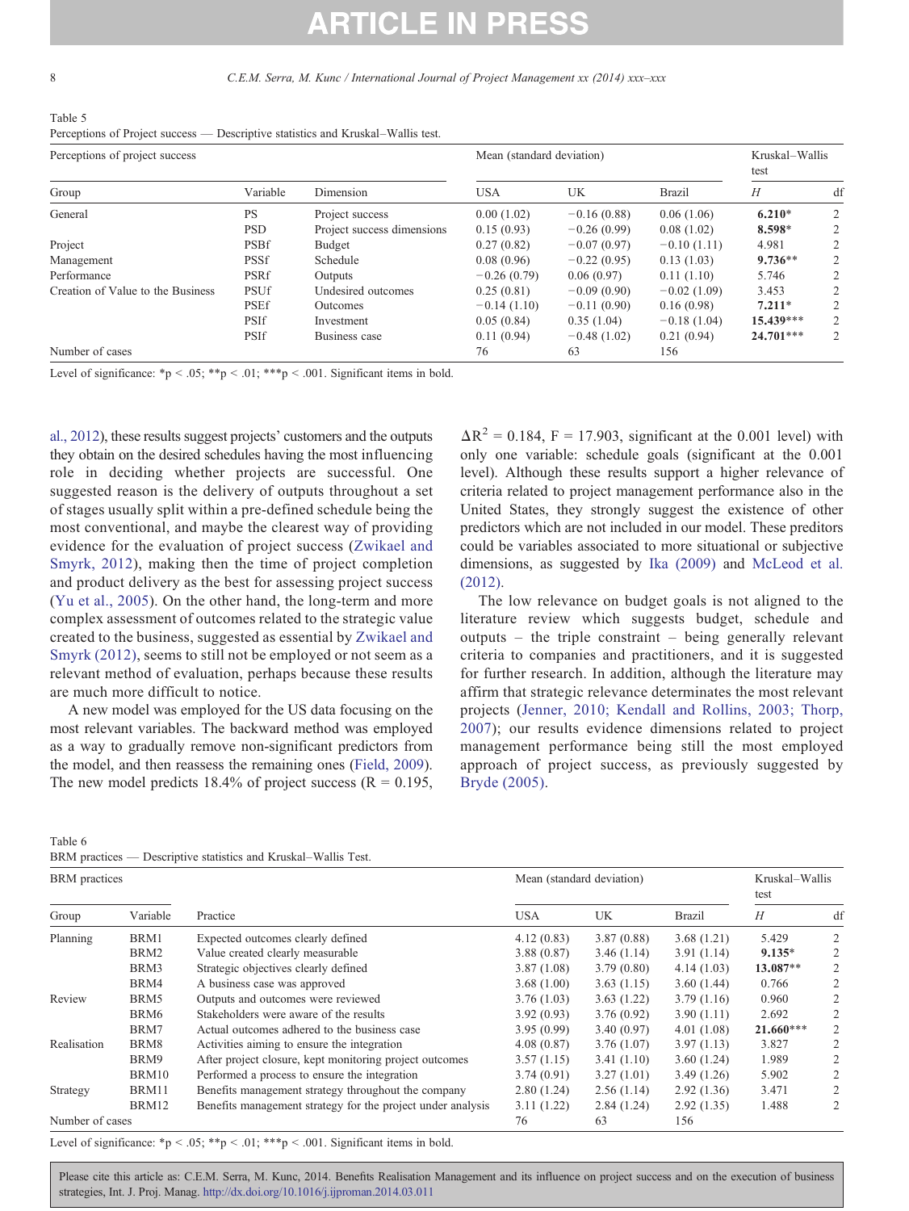Table 5
Perceptions of Project success — Descriptive statistics and Kruskal–Wallis test.

| Perceptions of project success | | | Mean (standard deviation) | | | Kruskal–Wallis test | |
|---|---|---|---|---|---|---|---|
| Group | Variable | Dimension | USA | UK | Brazil | *H* | df |
| General | PS | Project success | 0.00 (1.02) | −0.16 (0.88) | 0.06 (1.06) | **6.210*** | 2 |
| | PSD | Project success dimensions | 0.15 (0.93) | −0.26 (0.99) | 0.08 (1.02) | **8.598*** | 2 |
| Project | PSBf | Budget | 0.27 (0.82) | −0.07 (0.97) | −0.10 (1.11) | 4.981 | 2 |
| Management | PSSf | Schedule | 0.08 (0.96) | −0.22 (0.95) | 0.13 (1.03) | **9.736**** | 2 |
| Performance | PSRf | Outputs | −0.26 (0.79) | 0.06 (0.97) | 0.11 (1.10) | 5.746 | 2 |
| Creation of Value to the Business | PSUf | Undesired outcomes | 0.25 (0.81) | −0.09 (0.90) | −0.02 (1.09) | 3.453 | 2 |
| | PSEf | Outcomes | −0.14 (1.10) | −0.11 (0.90) | 0.16 (0.98) | **7.211*** | 2 |
| | PSIf | Investment | 0.05 (0.84) | 0.35 (1.04) | −0.18 (1.04) | **15.439***** | 2 |
| | PSIf | Business case | 0.11 (0.94) | −0.48 (1.02) | 0.21 (0.94) | **24.701***** | 2 |
| Number of cases | | | 76 | 63 | 156 | | |

Level of significance: *p < .05; **p < .01; ***p < .001. Significant items in bold.

al., 2012), these results suggest projects' customers and the outputs they obtain on the desired schedules having the most influencing role in deciding whether projects are successful. One suggested reason is the delivery of outputs throughout a set of stages usually split within a pre-defined schedule being the most conventional, and maybe the clearest way of providing evidence for the evaluation of project success (Zwikael and Smyrk, 2012), making then the time of project completion and product delivery as the best for assessing project success (Yu et al., 2005). On the other hand, the long-term and more complex assessment of outcomes related to the strategic value created to the business, suggested as essential by Zwikael and Smyrk (2012), seems to still not be employed or not seem as a relevant method of evaluation, perhaps because these results are much more difficult to notice.

A new model was employed for the US data focusing on the most relevant variables. The backward method was employed as a way to gradually remove non-significant predictors from the model, and then reassess the remaining ones (Field, 2009). The new model predicts 18.4% of project success (R = 0.195, $\Delta R^2 = 0.184$, F = 17.903, significant at the 0.001 level) with only one variable: schedule goals (significant at the 0.001 level). Although these results support a higher relevance of criteria related to project management performance also in the United States, they strongly suggest the existence of other predictors which are not included in our model. These preditors could be variables associated to more situational or subjective dimensions, as suggested by Ika (2009) and McLeod et al. (2012).

The low relevance on budget goals is not aligned to the literature review which suggests budget, schedule and outputs – the triple constraint – being generally relevant criteria to companies and practitioners, and it is suggested for further research. In addition, although the literature may affirm that strategic relevance determinates the most relevant projects (Jenner, 2010; Kendall and Rollins, 2003; Thorp, 2007); our results evidence dimensions related to project management performance being still the most employed approach of project success, as previously suggested by Bryde (2005).

Table 6
BRM practices — Descriptive statistics and Kruskal–Wallis Test.

| BRM practices | | | Mean (standard deviation) | | | Kruskal–Wallis test | |
|---|---|---|---|---|---|---|---|
| Group | Variable | Practice | USA | UK | Brazil | *H* | df |
| Planning | BRM1 | Expected outcomes clearly defined | 4.12 (0.83) | 3.87 (0.88) | 3.68 (1.21) | 5.429 | 2 |
| | BRM2 | Value created clearly measurable | 3.88 (0.87) | 3.46 (1.14) | 3.91 (1.14) | **9.135*** | 2 |
| | BRM3 | Strategic objectives clearly defined | 3.87 (1.08) | 3.79 (0.80) | 4.14 (1.03) | **13.087**** | 2 |
| | BRM4 | A business case was approved | 3.68 (1.00) | 3.63 (1.15) | 3.60 (1.44) | 0.766 | 2 |
| Review | BRM5 | Outputs and outcomes were reviewed | 3.76 (1.03) | 3.63 (1.22) | 3.79 (1.16) | 0.960 | 2 |
| | BRM6 | Stakeholders were aware of the results | 3.92 (0.93) | 3.76 (0.92) | 3.90 (1.11) | 2.692 | 2 |
| | BRM7 | Actual outcomes adhered to the business case | 3.95 (0.99) | 3.40 (0.97) | 4.01 (1.08) | **21.660***** | 2 |
| Realisation | BRM8 | Activities aiming to ensure the integration | 4.08 (0.87) | 3.76 (1.07) | 3.97 (1.13) | 3.827 | 2 |
| | BRM9 | After project closure, kept monitoring project outcomes | 3.57 (1.15) | 3.41 (1.10) | 3.60 (1.24) | 1.989 | 2 |
| | BRM10 | Performed a process to ensure the integration | 3.74 (0.91) | 3.27 (1.01) | 3.49 (1.26) | 5.902 | 2 |
| Strategy | BRM11 | Benefits management strategy throughout the company | 2.80 (1.24) | 2.56 (1.14) | 2.92 (1.16) | 3.471 | 2 |
| | BRM12 | Benefits management strategy for the project under analysis | 3.11 (1.22) | 2.84 (1.24) | 2.92 (1.35) | 1.488 | 2 |
| Number of cases | | | 76 | 63 | 156 | | |

Level of significance: *p < .05; **p < .01; ***p < .001. Significant items in bold.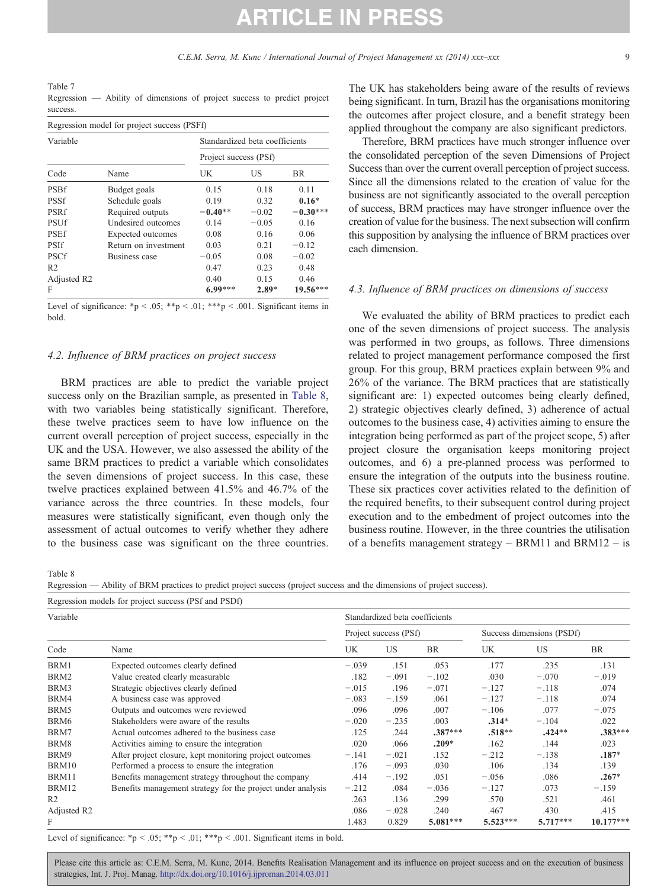Table 7
Regression — Ability of dimensions of project success to predict project success.

| Regression model for project success (PSFf) | | | | |
|---|---|---|---|---|
| Variable | | Standardized beta coefficients | | |
| | | Project success (PSf) | | |
| Code | Name | UK | US | BR |
| PSBf | Budget goals | 0.15 | 0.18 | 0.11 |
| PSSf | Schedule goals | 0.19 | 0.32 | **0.16*** |
| PSRf | Required outputs | **−0.40**** | −0.02 | **−0.30***** |
| PSUf | Undesired outcomes | 0.14 | −0.05 | 0.16 |
| PSEf | Expected outcomes | 0.08 | 0.16 | 0.06 |
| PSIf | Return on investment | 0.03 | 0.21 | −0.12 |
| PSCf | Business case | −0.05 | 0.08 | −0.02 |
| R2 | | 0.47 | 0.23 | 0.48 |
| Adjusted R2 | | 0.40 | 0.15 | 0.46 |
| F | | **6.99***** | **2.89*** | **19.56***** |

Level of significance: *p < .05; **p < .01; ***p < .001. Significant items in bold.

## 4.2. Influence of BRM practices on project success

BRM practices are able to predict the variable project success only on the Brazilian sample, as presented in Table 8, with two variables being statistically significant. Therefore, these twelve practices seem to have low influence on the current overall perception of project success, especially in the UK and the USA. However, we also assessed the ability of the same BRM practices to predict a variable which consolidates the seven dimensions of project success. In this case, these twelve practices explained between 41.5% and 46.7% of the variance across the three countries. In these models, four measures were statistically significant, even though only the assessment of actual outcomes to verify whether they adhere to the business case was significant on the three countries. The UK has stakeholders being aware of the results of reviews being significant. In turn, Brazil has the organisations monitoring the outcomes after project closure, and a benefit strategy been applied throughout the company are also significant predictors.

Therefore, BRM practices have much stronger influence over the consolidated perception of the seven Dimensions of Project Success than over the current overall perception of project success. Since all the dimensions related to the creation of value for the business are not significantly associated to the overall perception of success, BRM practices may have stronger influence over the creation of value for the business. The next subsection will confirm this supposition by analysing the influence of BRM practices over each dimension.

## 4.3. Influence of BRM practices on dimensions of success

We evaluated the ability of BRM practices to predict each one of the seven dimensions of project success. The analysis was performed in two groups, as follows. Three dimensions related to project management performance composed the first group. For this group, BRM practices explain between 9% and 26% of the variance. The BRM practices that are statistically significant are: 1) expected outcomes being clearly defined, 2) strategic objectives clearly defined, 3) adherence of actual outcomes to the business case, 4) activities aiming to ensure the integration being performed as part of the project scope, 5) after project closure the organisation keeps monitoring project outcomes, and 6) a pre-planned process was performed to ensure the integration of the outputs into the business routine. These six practices cover activities related to the definition of the required benefits, to their subsequent control during project execution and to the embedment of project outcomes into the business routine. However, in the three countries the utilisation of a benefits management strategy – BRM11 and BRM12 – is

Table 8
Regression — Ability of BRM practices to predict project success (project success and the dimensions of project success).

| Regression models for project success (PSf and PSDf) | | | | | | | |
|---|---|---|---|---|---|---|---|
| Variable | | Standardized beta coefficients | | | | | |
| | | Project success (PSf) | | | Success dimensions (PSDf) | | |
| Code | Name | UK | US | BR | UK | US | BR |
| BRM1 | Expected outcomes clearly defined | −.039 | .151 | .053 | .177 | .235 | .131 |
| BRM2 | Value created clearly measurable | .182 | −.091 | −.102 | .030 | −.070 | −.019 |
| BRM3 | Strategic objectives clearly defined | −.015 | .196 | −.071 | −.127 | −.118 | .074 |
| BRM4 | A business case was approved | −.083 | −.159 | .061 | −.127 | −.118 | .074 |
| BRM5 | Outputs and outcomes were reviewed | .096 | .096 | .007 | −.106 | .077 | −.075 |
| BRM6 | Stakeholders were aware of the results | −.020 | −.235 | .003 | **.314*** | −.104 | .022 |
| BRM7 | Actual outcomes adhered to the business case | .125 | .244 | **.387***** | **.518**** | **.424**** | **.383***** |
| BRM8 | Activities aiming to ensure the integration | .020 | .066 | **.209*** | .162 | .144 | .023 |
| BRM9 | After project closure, kept monitoring project outcomes | −.141 | −.021 | .152 | −.212 | −.138 | **.187*** |
| BRM10 | Performed a process to ensure the integration | .176 | −.093 | .030 | .106 | .134 | .139 |
| BRM11 | Benefits management strategy throughout the company | .414 | −.192 | .051 | −.056 | .086 | **.267*** |
| BRM12 | Benefits management strategy for the project under analysis | −.212 | .084 | −.036 | −.127 | .073 | −.159 |
| R2 | | .263 | .136 | .299 | .570 | .521 | .461 |
| Adjusted R2 | | .086 | −.028 | .240 | .467 | .430 | .415 |
| F | | 1.483 | 0.829 | **5.081***** | **5.523***** | **5.717***** | **10.177***** |

Level of significance: *p < .05; **p < .01; ***p < .001. Significant items in bold.

Please cite this article as: C.E.M. Serra, M. Kunc, 2014. Benefits Realisation Management and its influence on project success and on the execution of business strategies, Int. J. Proj. Manag. http://dx.doi.org/10.1016/j.ijproman.2014.03.011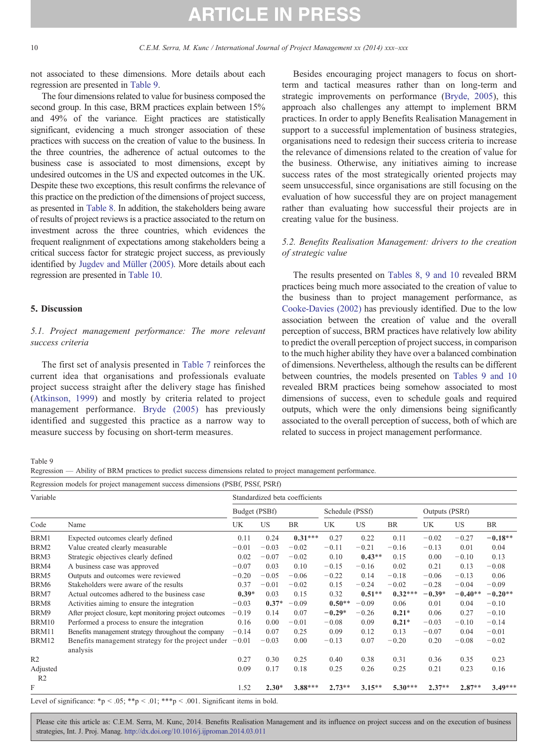not associated to these dimensions. More details about each regression are presented in Table 9.

The four dimensions related to value for business composed the second group. In this case, BRM practices explain between 15% and 49% of the variance. Eight practices are statistically significant, evidencing a much stronger association of these practices with success on the creation of value to the business. In the three countries, the adherence of actual outcomes to the business case is associated to most dimensions, except by undesired outcomes in the US and expected outcomes in the UK. Despite these two exceptions, this result confirms the relevance of this practice on the prediction of the dimensions of project success, as presented in Table 8. In addition, the stakeholders being aware of results of project reviews is a practice associated to the return on investment across the three countries, which evidences the frequent realignment of expectations among stakeholders being a critical success factor for strategic project success, as previously identified by Jugdev and Müller (2005). More details about each regression are presented in Table 10.

## 5. Discussion

### 5.1. Project management performance: The more relevant success criteria

The first set of analysis presented in Table 7 reinforces the current idea that organisations and professionals evaluate project success straight after the delivery stage has finished (Atkinson, 1999) and mostly by criteria related to project management performance. Bryde (2005) has previously identified and suggested this practice as a narrow way to measure success by focusing on short-term measures.

Besides encouraging project managers to focus on short-term and tactical measures rather than on long-term and strategic improvements on performance (Bryde, 2005), this approach also challenges any attempt to implement BRM practices. In order to apply Benefits Realisation Management in support to a successful implementation of business strategies, organisations need to redesign their success criteria to increase the relevance of dimensions related to the creation of value for the business. Otherwise, any initiatives aiming to increase success rates of the most strategically oriented projects may seem unsuccessful, since organisations are still focusing on the evaluation of how successful they are on project management rather than evaluating how successful their projects are in creating value for the business.

### 5.2. Benefits Realisation Management: drivers to the creation of strategic value

The results presented on Tables 8, 9 and 10 revealed BRM practices being much more associated to the creation of value to the business than to project management performance, as Cooke-Davies (2002) has previously identified. Due to the low association between the creation of value and the overall perception of success, BRM practices have relatively low ability to predict the overall perception of project success, in comparison to the much higher ability they have over a balanced combination of dimensions. Nevertheless, although the results can be different between countries, the models presented on Tables 9 and 10 revealed BRM practices being somehow associated to most dimensions of success, even to schedule goals and required outputs, which were the only dimensions being significantly associated to the overall perception of success, both of which are related to success in project management performance.

Table 9
Regression — Ability of BRM practices to predict success dimensions related to project management performance.

Regression models for project management success dimensions (PSBf, PSSf, PSRf)

| Variable | | Standardized beta coefficients | | | | | | | | |
|---|---|---|---|---|---|---|---|---|---|---|
| | | Budget (PSBf) | | | Schedule (PSSf) | | | Outputs (PSRf) | | |
| Code | Name | UK | US | BR | UK | US | BR | UK | US | BR |
| BRM1 | Expected outcomes clearly defined | 0.11 | 0.24 | **0.31*** ** | 0.27 | 0.22 | 0.11 | −0.02 | −0.27 | **−0.18**** |
| BRM2 | Value created clearly measurable | −0.01 | −0.03 | −0.02 | −0.11 | −0.21 | −0.16 | −0.13 | 0.01 | 0.04 |
| BRM3 | Strategic objectives clearly defined | 0.02 | −0.07 | −0.02 | 0.10 | **0.43**** | 0.15 | 0.00 | −0.10 | 0.13 |
| BRM4 | A business case was approved | −0.07 | 0.03 | 0.10 | −0.15 | −0.16 | 0.02 | 0.21 | 0.13 | −0.08 |
| BRM5 | Outputs and outcomes were reviewed | −0.20 | −0.05 | −0.06 | −0.22 | 0.14 | −0.18 | −0.06 | −0.13 | 0.06 |
| BRM6 | Stakeholders were aware of the results | 0.37 | −0.01 | −0.02 | 0.15 | −0.24 | −0.02 | −0.28 | −0.04 | −0.09 |
| BRM7 | Actual outcomes adhered to the business case | **0.39*** | 0.03 | 0.15 | 0.32 | **0.51**** | **0.32***** | **−0.39*** | **−0.40**** | **−0.20**** |
| BRM8 | Activities aiming to ensure the integration | −0.03 | **0.37*** | −0.09 | **0.50**** | −0.09 | 0.06 | 0.01 | 0.04 | −0.10 |
| BRM9 | After project closure, kept monitoring project outcomes | −0.19 | 0.14 | 0.07 | **−0.29*** | −0.26 | **0.21*** | 0.06 | 0.27 | −0.10 |
| BRM10 | Performed a process to ensure the integration | 0.16 | 0.00 | −0.01 | −0.08 | 0.09 | **0.21*** | −0.03 | −0.10 | −0.14 |
| BRM11 | Benefits management strategy throughout the company | −0.14 | 0.07 | 0.25 | 0.09 | 0.12 | 0.13 | −0.07 | 0.04 | −0.01 |
| BRM12 | Benefits management strategy for the project under analysis | −0.01 | −0.03 | 0.00 | −0.13 | 0.07 | −0.20 | 0.20 | −0.08 | −0.02 |
| R2 | | 0.27 | 0.30 | 0.25 | 0.40 | 0.38 | 0.31 | 0.36 | 0.35 | 0.23 |
| Adjusted R2 | | 0.09 | 0.17 | 0.18 | 0.25 | 0.26 | 0.25 | 0.21 | 0.23 | 0.16 |
| F | | 1.52 | **2.30*** | **3.88***** | **2.73**** | **3.15**** | **5.30***** | **2.37**** | **2.87**** | **3.49***** |

Level of significance: *p < .05; **p < .01; ***p < .001. Significant items in bold.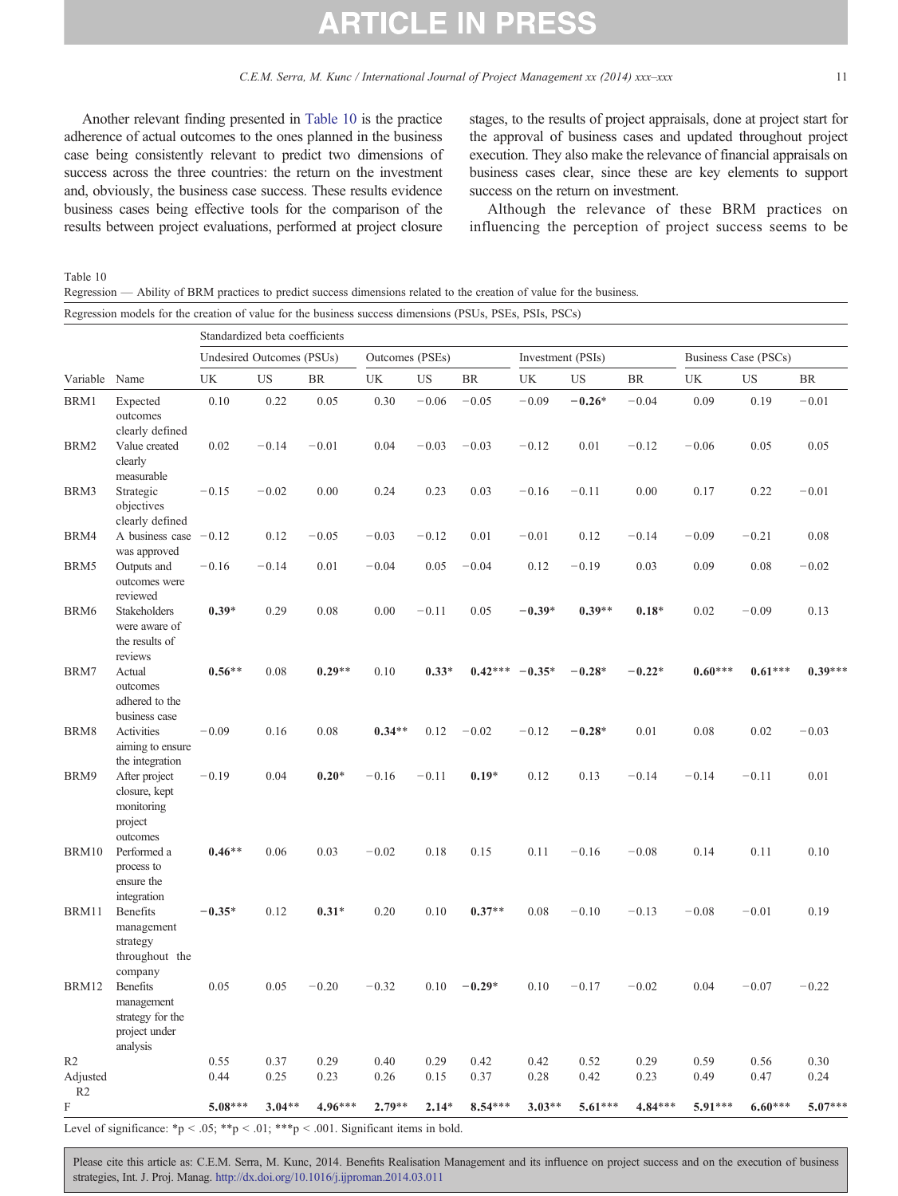Another relevant finding presented in Table 10 is the practice adherence of actual outcomes to the ones planned in the business case being consistently relevant to predict two dimensions of success across the three countries: the return on the investment and, obviously, the business case success. These results evidence business cases being effective tools for the comparison of the results between project evaluations, performed at project closure stages, to the results of project appraisals, done at project start for the approval of business cases and updated throughout project execution. They also make the relevance of financial appraisals on business cases clear, since these are key elements to support success on the return on investment.

Although the relevance of these BRM practices on influencing the perception of project success seems to be

Table 10
Regression — Ability of BRM practices to predict success dimensions related to the creation of value for the business.

| Regression models for the creation of value for the business success dimensions (PSUs, PSEs, PSIs, PSCs) | | | | | | | | | | | | | |
|---|---|---|---|---|---|---|---|---|---|---|---|---|---|
| | | Standardized beta coefficients | | | | | | | | | | | |
| | | Undesired Outcomes (PSUs) | | | Outcomes (PSEs) | | | Investment (PSIs) | | | Business Case (PSCs) | | |
| Variable | Name | UK | US | BR | UK | US | BR | UK | US | BR | UK | US | BR |
| BRM1 | Expected outcomes clearly defined | 0.10 | 0.22 | 0.05 | 0.30 | −0.06 | −0.05 | −0.09 | **−0.26*** | −0.04 | 0.09 | 0.19 | −0.01 |
| BRM2 | Value created clearly measurable | 0.02 | −0.14 | −0.01 | 0.04 | −0.03 | −0.03 | −0.12 | 0.01 | −0.12 | −0.06 | 0.05 | 0.05 |
| BRM3 | Strategic objectives clearly defined | −0.15 | −0.02 | 0.00 | 0.24 | 0.23 | 0.03 | −0.16 | −0.11 | 0.00 | 0.17 | 0.22 | −0.01 |
| BRM4 | A business case was approved | −0.12 | 0.12 | −0.05 | −0.03 | −0.12 | 0.01 | −0.01 | 0.12 | −0.14 | −0.09 | −0.21 | 0.08 |
| BRM5 | Outputs and outcomes were reviewed | −0.16 | −0.14 | 0.01 | −0.04 | 0.05 | −0.04 | 0.12 | −0.19 | 0.03 | 0.09 | 0.08 | −0.02 |
| BRM6 | Stakeholders were aware of the results of reviews | **0.39*** | 0.29 | 0.08 | 0.00 | −0.11 | 0.05 | **−0.39*** | **0.39**** | **0.18*** | 0.02 | −0.09 | 0.13 |
| BRM7 | Actual outcomes adhered to the business case | **0.56**** | 0.08 | **0.29**** | 0.10 | **0.33*** | **0.42***** | **−0.35*** | **−0.28*** | **−0.22*** | **0.60***** | **0.61***** | **0.39***** |
| BRM8 | Activities aiming to ensure the integration | −0.09 | 0.16 | 0.08 | **0.34**** | 0.12 | −0.02 | −0.12 | **−0.28*** | 0.01 | 0.08 | 0.02 | −0.03 |
| BRM9 | After project closure, kept monitoring project outcomes | −0.19 | 0.04 | **0.20*** | −0.16 | −0.11 | **0.19*** | 0.12 | 0.13 | −0.14 | −0.14 | −0.11 | 0.01 |
| BRM10 | Performed a process to ensure the integration | **0.46**** | 0.06 | 0.03 | −0.02 | 0.18 | 0.15 | 0.11 | −0.16 | −0.08 | 0.14 | 0.11 | 0.10 |
| BRM11 | Benefits management strategy throughout the company | **−0.35*** | 0.12 | **0.31*** | 0.20 | 0.10 | **0.37**** | 0.08 | −0.10 | −0.13 | −0.08 | −0.01 | 0.19 |
| BRM12 | Benefits management strategy for the project under analysis | 0.05 | 0.05 | −0.20 | −0.32 | 0.10 | **−0.29*** | 0.10 | −0.17 | −0.02 | 0.04 | −0.07 | −0.22 |
| R2 | | 0.55 | 0.37 | 0.29 | 0.40 | 0.29 | 0.42 | 0.42 | 0.52 | 0.29 | 0.59 | 0.56 | 0.30 |
| Adjusted R2 | | 0.44 | 0.25 | 0.23 | 0.26 | 0.15 | 0.37 | 0.28 | 0.42 | 0.23 | 0.49 | 0.47 | 0.24 |
| F | | **5.08***** | **3.04**** | **4.96***** | **2.79**** | **2.14*** | **8.54***** | **3.03**** | **5.61***** | **4.84***** | **5.91***** | **6.60***** | **5.07***** |

Level of significance: *p < .05; **p < .01; ***p < .001. Significant items in bold.

Please cite this article as: C.E.M. Serra, M. Kunc, 2014. Benefits Realisation Management and its influence on project success and on the execution of business strategies, Int. J. Proj. Manag. http://dx.doi.org/10.1016/j.ijproman.2014.03.011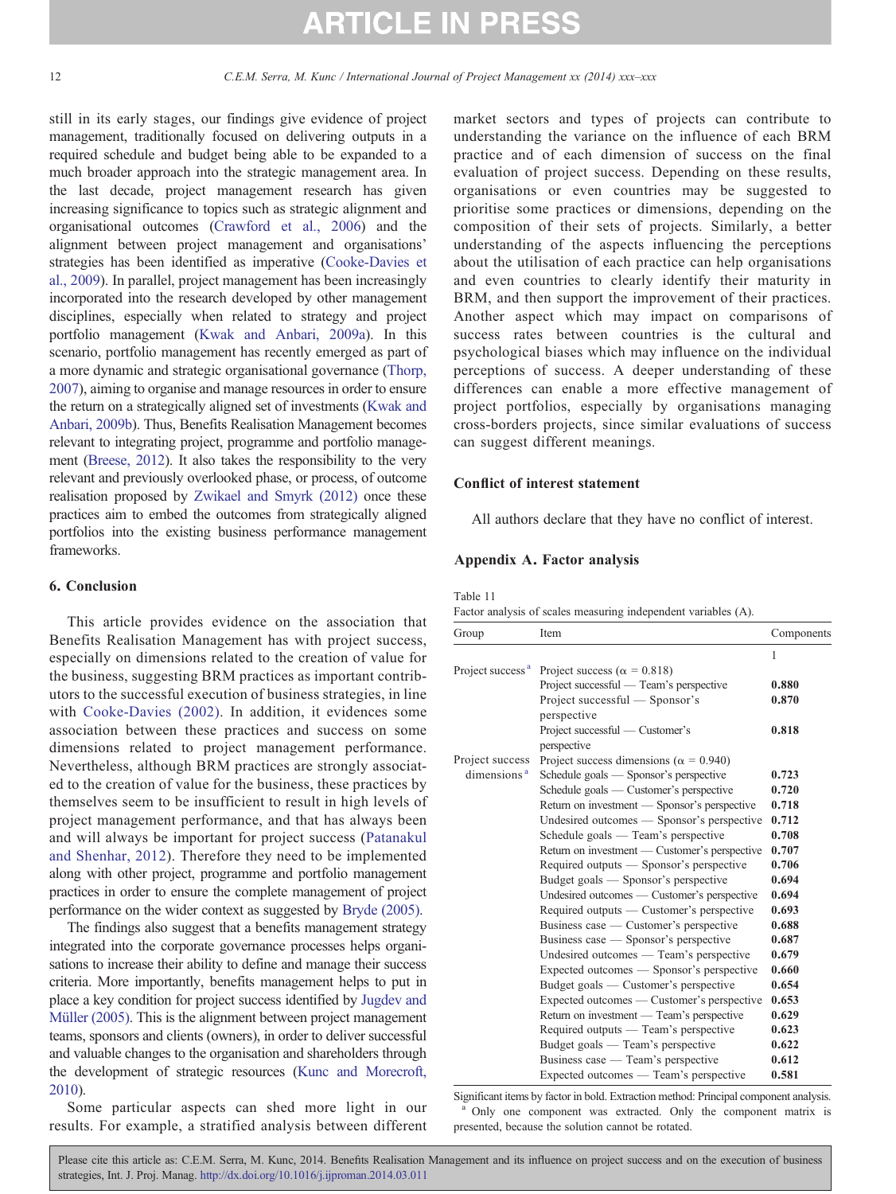still in its early stages, our findings give evidence of project management, traditionally focused on delivering outputs in a required schedule and budget being able to be expanded to a much broader approach into the strategic management area. In the last decade, project management research has given increasing significance to topics such as strategic alignment and organisational outcomes (Crawford et al., 2006) and the alignment between project management and organisations' strategies has been identified as imperative (Cooke-Davies et al., 2009). In parallel, project management has been increasingly incorporated into the research developed by other management disciplines, especially when related to strategy and project portfolio management (Kwak and Anbari, 2009a). In this scenario, portfolio management has recently emerged as part of a more dynamic and strategic organisational governance (Thorp, 2007), aiming to organise and manage resources in order to ensure the return on a strategically aligned set of investments (Kwak and Anbari, 2009b). Thus, Benefits Realisation Management becomes relevant to integrating project, programme and portfolio management (Breese, 2012). It also takes the responsibility to the very relevant and previously overlooked phase, or process, of outcome realisation proposed by Zwikael and Smyrk (2012) once these practices aim to embed the outcomes from strategically aligned portfolios into the existing business performance management frameworks.

## 6. Conclusion

This article provides evidence on the association that Benefits Realisation Management has with project success, especially on dimensions related to the creation of value for the business, suggesting BRM practices as important contributors to the successful execution of business strategies, in line with Cooke-Davies (2002). In addition, it evidences some association between these practices and success on some dimensions related to project management performance. Nevertheless, although BRM practices are strongly associated to the creation of value for the business, these practices by themselves seem to be insufficient to result in high levels of project management performance, and that has always been and will always be important for project success (Patanakul and Shenhar, 2012). Therefore they need to be implemented along with other project, programme and portfolio management practices in order to ensure the complete management of project performance on the wider context as suggested by Bryde (2005).

The findings also suggest that a benefits management strategy integrated into the corporate governance processes helps organisations to increase their ability to define and manage their success criteria. More importantly, benefits management helps to put in place a key condition for project success identified by Jugdev and Müller (2005). This is the alignment between project management teams, sponsors and clients (owners), in order to deliver successful and valuable changes to the organisation and shareholders through the development of strategic resources (Kunc and Morecroft, 2010).

Some particular aspects can shed more light in our results. For example, a stratified analysis between different market sectors and types of projects can contribute to understanding the variance on the influence of each BRM practice and of each dimension of success on the final evaluation of project success. Depending on these results, organisations or even countries may be suggested to prioritise some practices or dimensions, depending on the composition of their sets of projects. Similarly, a better understanding of the aspects influencing the perceptions about the utilisation of each practice can help organisations and even countries to clearly identify their maturity in BRM, and then support the improvement of their practices. Another aspect which may impact on comparisons of success rates between countries is the cultural and psychological biases which may influence on the individual perceptions of success. A deeper understanding of these differences can enable a more effective management of project portfolios, especially by organisations managing cross-borders projects, since similar evaluations of success can suggest different meanings.

### Conflict of interest statement

All authors declare that they have no conflict of interest.

### Appendix A. Factor analysis

Table 11
Factor analysis of scales measuring independent variables (A).

| Group | Item | Components |
|---|---|---|
| | | 1 |
| Project success [a] | Project success ($\alpha$ = 0.818) | |
| | Project successful — Team's perspective | **0.880** |
| | Project successful — Sponsor's perspective | **0.870** |
| | Project successful — Customer's perspective | **0.818** |
| Project success dimensions [a] | Project success dimensions ($\alpha$ = 0.940) | |
| | Schedule goals — Sponsor's perspective | **0.723** |
| | Schedule goals — Customer's perspective | **0.720** |
| | Return on investment — Sponsor's perspective | **0.718** |
| | Undesired outcomes — Sponsor's perspective | **0.712** |
| | Schedule goals — Team's perspective | **0.708** |
| | Return on investment — Customer's perspective | **0.707** |
| | Required outputs — Sponsor's perspective | **0.706** |
| | Budget goals — Sponsor's perspective | **0.694** |
| | Undesired outcomes — Customer's perspective | **0.694** |
| | Required outputs — Customer's perspective | **0.693** |
| | Business case — Customer's perspective | **0.688** |
| | Business case — Sponsor's perspective | **0.687** |
| | Undesired outcomes — Team's perspective | **0.679** |
| | Expected outcomes — Sponsor's perspective | **0.660** |
| | Budget goals — Customer's perspective | **0.654** |
| | Expected outcomes — Customer's perspective | **0.653** |
| | Return on investment — Team's perspective | **0.629** |
| | Required outputs — Team's perspective | **0.623** |
| | Budget goals — Team's perspective | **0.622** |
| | Business case — Team's perspective | **0.612** |
| | Expected outcomes — Team's perspective | **0.581** |

Significant items by factor in bold. Extraction method: Principal component analysis.
[a] Only one component was extracted. Only the component matrix is presented, because the solution cannot be rotated.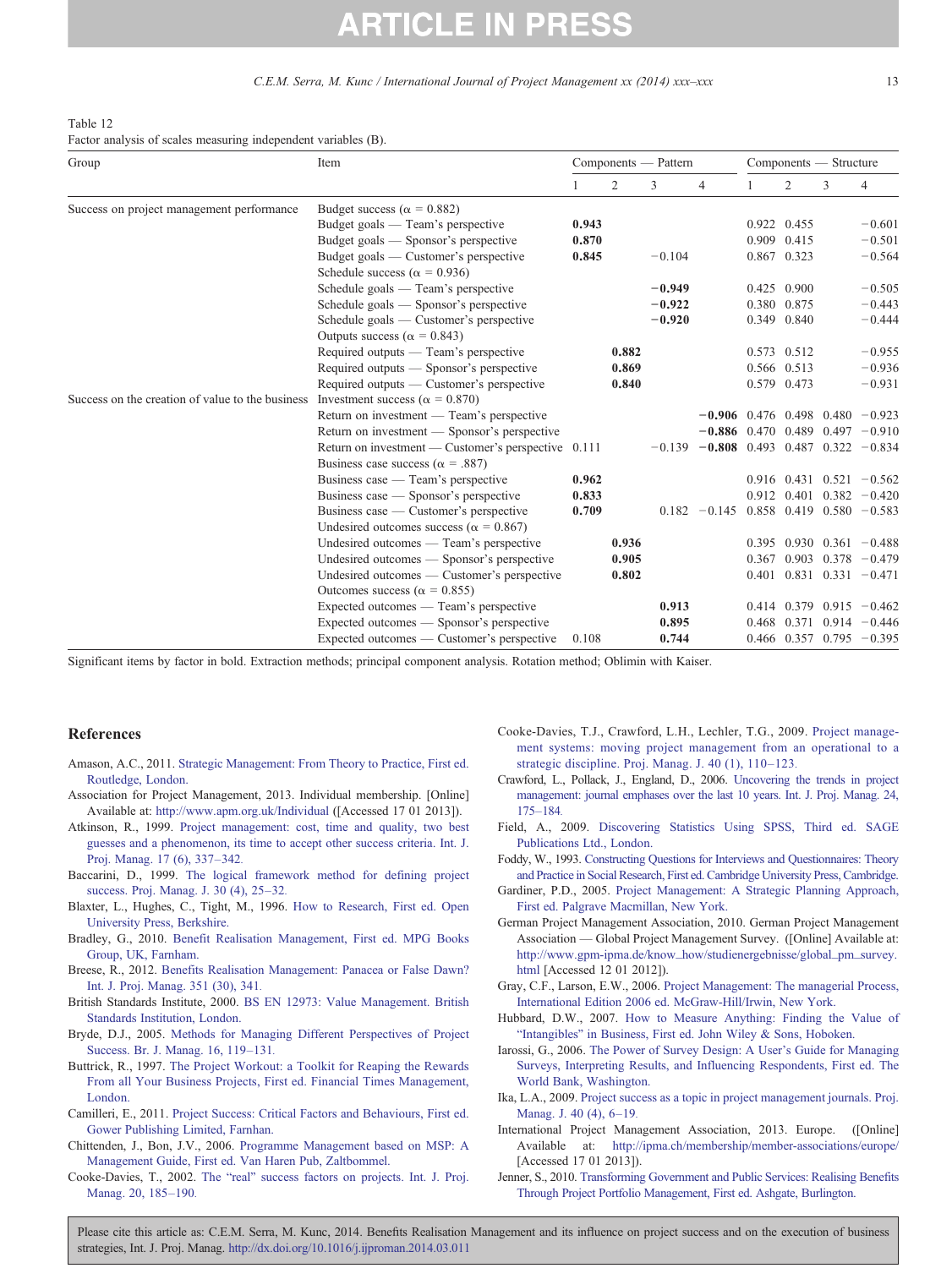Table 12
Factor analysis of scales measuring independent variables (B).

| Group | Item | Components — Pattern | | | | Components — Structure | | | |
|---|---|---|---|---|---|---|---|---|---|
| | | 1 | 2 | 3 | 4 | 1 | 2 | 3 | 4 |
| Success on project management performance | Budget success (α = 0.882) | | | | | | | | |
| | Budget goals — Team's perspective | **0.943** | | | | 0.922 | 0.455 | | −0.601 |
| | Budget goals — Sponsor's perspective | **0.870** | | | | 0.909 | 0.415 | | −0.501 |
| | Budget goals — Customer's perspective | **0.845** | | −0.104 | | 0.867 | 0.323 | | −0.564 |
| | Schedule success (α = 0.936) | | | | | | | | |
| | Schedule goals — Team's perspective | | | **−0.949** | | 0.425 | 0.900 | | −0.505 |
| | Schedule goals — Sponsor's perspective | | | **−0.922** | | 0.380 | 0.875 | | −0.443 |
| | Schedule goals — Customer's perspective | | | **−0.920** | | 0.349 | 0.840 | | −0.444 |
| | Outputs success (α = 0.843) | | | | | | | | |
| | Required outputs — Team's perspective | | **0.882** | | | 0.573 | 0.512 | | −0.955 |
| | Required outputs — Sponsor's perspective | | **0.869** | | | 0.566 | 0.513 | | −0.936 |
| | Required outputs — Customer's perspective | | **0.840** | | | 0.579 | 0.473 | | −0.931 |
| Success on the creation of value to the business | Investment success (α = 0.870) | | | | | | | | |
| | Return on investment — Team's perspective | | | | **−0.906** | 0.476 | 0.498 | 0.480 | −0.923 |
| | Return on investment — Sponsor's perspective | | | | **−0.886** | 0.470 | 0.489 | 0.497 | −0.910 |
| | Return on investment — Customer's perspective | 0.111 | | −0.139 | **−0.808** | 0.493 | 0.487 | 0.322 | −0.834 |
| | Business case success (α = .887) | | | | | | | | |
| | Business case — Team's perspective | **0.962** | | | | 0.916 | 0.431 | 0.521 | −0.562 |
| | Business case — Sponsor's perspective | **0.833** | | | | 0.912 | 0.401 | 0.382 | −0.420 |
| | Business case — Customer's perspective | **0.709** | | 0.182 | −0.145 | 0.858 | 0.419 | 0.580 | −0.583 |
| | Undesired outcomes success (α = 0.867) | | | | | | | | |
| | Undesired outcomes — Team's perspective | | **0.936** | | | 0.395 | 0.930 | 0.361 | −0.488 |
| | Undesired outcomes — Sponsor's perspective | | **0.905** | | | 0.367 | 0.903 | 0.378 | −0.479 |
| | Undesired outcomes — Customer's perspective | | **0.802** | | | 0.401 | 0.831 | 0.331 | −0.471 |
| | Outcomes success (α = 0.855) | | | | | | | | |
| | Expected outcomes — Team's perspective | | | **0.913** | | 0.414 | 0.379 | 0.915 | −0.462 |
| | Expected outcomes — Sponsor's perspective | | | **0.895** | | 0.468 | 0.371 | 0.914 | −0.446 |
| | Expected outcomes — Customer's perspective | 0.108 | | **0.744** | | 0.466 | 0.357 | 0.795 | −0.395 |

Significant items by factor in bold. Extraction methods; principal component analysis. Rotation method; Oblimin with Kaiser.

## References

Amason, A.C., 2011. Strategic Management: From Theory to Practice, First ed. Routledge, London.

Association for Project Management, 2013. Individual membership. [Online] Available at: http://www.apm.org.uk/Individual ([Accessed 17 01 2013]).

Atkinson, R., 1999. Project management: cost, time and quality, two best guesses and a phenomenon, its time to accept other success criteria. Int. J. Proj. Manag. 17 (6), 337–342.

Baccarini, D., 1999. The logical framework method for defining project success. Proj. Manag. J. 30 (4), 25–32.

Blaxter, L., Hughes, C., Tight, M., 1996. How to Research, First ed. Open University Press, Berkshire.

Bradley, G., 2010. Benefit Realisation Management, First ed. MPG Books Group, UK, Farnham.

Breese, R., 2012. Benefits Realisation Management: Panacea or False Dawn? Int. J. Proj. Manag. 351 (30), 341.

British Standards Institute, 2000. BS EN 12973: Value Management. British Standards Institution, London.

Bryde, D.J., 2005. Methods for Managing Different Perspectives of Project Success. Br. J. Manag. 16, 119–131.

Buttrick, R., 1997. The Project Workout: a Toolkit for Reaping the Rewards From all Your Business Projects, First ed. Financial Times Management, London.

Camilleri, E., 2011. Project Success: Critical Factors and Behaviours, First ed. Gower Publishing Limited, Farnhan.

Chittenden, J., Bon, J.V., 2006. Programme Management based on MSP: A Management Guide, First ed. Van Haren Pub, Zaltbommel.

Cooke-Davies, T., 2002. The "real" success factors on projects. Int. J. Proj. Manag. 20, 185–190.

Cooke-Davies, T.J., Crawford, L.H., Lechler, T.G., 2009. Project management systems: moving project management from an operational to a strategic discipline. Proj. Manag. J. 40 (1), 110–123.

Crawford, L., Pollack, J., England, D., 2006. Uncovering the trends in project management: journal emphases over the last 10 years. Int. J. Proj. Manag. 24, 175–184.

Field, A., 2009. Discovering Statistics Using SPSS, Third ed. SAGE Publications Ltd., London.

Foddy, W., 1993. Constructing Questions for Interviews and Questionnaires: Theory and Practice in Social Research, First ed. Cambridge University Press, Cambridge.

Gardiner, P.D., 2005. Project Management: A Strategic Planning Approach, First ed. Palgrave Macmillan, New York.

German Project Management Association, 2010. German Project Management Association — Global Project Management Survey. ([Online] Available at: http://www.gpm-ipma.de/know_how/studienergebnisse/global_pm_survey.html [Accessed 12 01 2012]).

Gray, C.F., Larson, E.W., 2006. Project Management: The managerial Process, International Edition 2006 ed. McGraw-Hill/Irwin, New York.

Hubbard, D.W., 2007. How to Measure Anything: Finding the Value of "Intangibles" in Business, First ed. John Wiley & Sons, Hoboken.

Iarossi, G., 2006. The Power of Survey Design: A User's Guide for Managing Surveys, Interpreting Results, and Influencing Respondents, First ed. The World Bank, Washington.

Ika, L.A., 2009. Project success as a topic in project management journals. Proj. Manag. J. 40 (4), 6–19.

International Project Management Association, 2013. Europe. ([Online] Available at: http://ipma.ch/membership/member-associations/europe/ [Accessed 17 01 2013]).

Jenner, S., 2010. Transforming Government and Public Services: Realising Benefits Through Project Portfolio Management, First ed. Ashgate, Burlington.

Please cite this article as: C.E.M. Serra, M. Kunc, 2014. Benefits Realisation Management and its influence on project success and on the execution of business strategies, Int. J. Proj. Manag. http://dx.doi.org/10.1016/j.ijproman.2014.03.011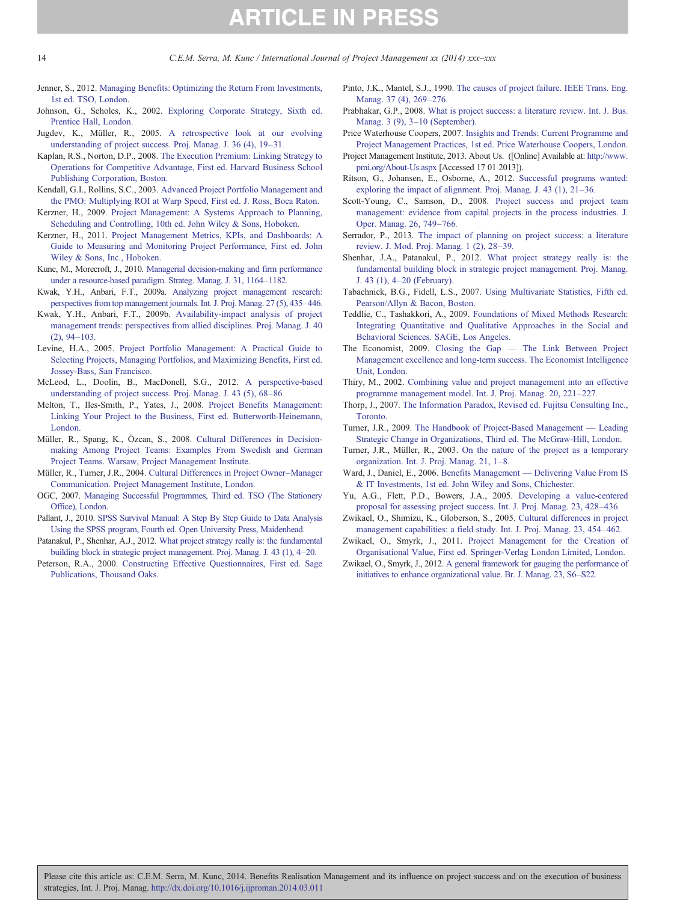Jenner, S., 2012. Managing Benefits: Optimizing the Return From Investments, 1st ed. TSO, London.

Johnson, G., Scholes, K., 2002. Exploring Corporate Strategy, Sixth ed. Prentice Hall, London.

Jugdev, K., Müller, R., 2005. A retrospective look at our evolving understanding of project success. Proj. Manag. J. 36 (4), 19–31.

Kaplan, R.S., Norton, D.P., 2008. The Execution Premium: Linking Strategy to Operations for Competitive Advantage, First ed. Harvard Business School Publishing Corporation, Boston.

Kendall, G.I., Rollins, S.C., 2003. Advanced Project Portfolio Management and the PMO: Multiplying ROI at Warp Speed, First ed. J. Ross, Boca Raton.

Kerzner, H., 2009. Project Management: A Systems Approach to Planning, Scheduling and Controlling, 10th ed. John Wiley & Sons, Hoboken.

Kerzner, H., 2011. Project Management Metrics, KPIs, and Dashboards: A Guide to Measuring and Monitoring Project Performance, First ed. John Wiley & Sons, Inc., Hoboken.

Kunc, M., Morecroft, J., 2010. Managerial decision-making and firm performance under a resource-based paradigm. Strateg. Manag. J. 31, 1164–1182.

Kwak, Y.H., Anbari, F.T., 2009a. Analyzing project management research: perspectives from top management journals. Int. J. Proj. Manag. 27 (5), 435–446.

Kwak, Y.H., Anbari, F.T., 2009b. Availability-impact analysis of project management trends: perspectives from allied disciplines. Proj. Manag. J. 40 (2), 94–103.

Levine, H.A., 2005. Project Portfolio Management: A Practical Guide to Selecting Projects, Managing Portfolios, and Maximizing Benefits, First ed. Jossey-Bass, San Francisco.

McLeod, L., Doolin, B., MacDonell, S.G., 2012. A perspective-based understanding of project success. Proj. Manag. J. 43 (5), 68–86.

Melton, T., Iles-Smith, P., Yates, J., 2008. Project Benefits Management: Linking Your Project to the Business, First ed. Butterworth-Heinemann, London.

Müller, R., Spang, K., Özcan, S., 2008. Cultural Differences in Decision-making Among Project Teams: Examples From Swedish and German Project Teams. Warsaw, Project Management Institute.

Müller, R., Turner, J.R., 2004. Cultural Differences in Project Owner–Manager Communication. Project Management Institute, London.

OGC, 2007. Managing Successful Programmes, Third ed. TSO (The Stationery Office), London.

Pallant, J., 2010. SPSS Survival Manual: A Step By Step Guide to Data Analysis Using the SPSS program, Fourth ed. Open University Press, Maidenhead.

Patanakul, P., Shenhar, A.J., 2012. What project strategy really is: the fundamental building block in strategic project management. Proj. Manag. J. 43 (1), 4–20.

Peterson, R.A., 2000. Constructing Effective Questionnaires, First ed. Sage Publications, Thousand Oaks.

Pinto, J.K., Mantel, S.J., 1990. The causes of project failure. IEEE Trans. Eng. Manag. 37 (4), 269–276.

Prabhakar, G.P., 2008. What is project success: a literature review. Int. J. Bus. Manag. 3 (9), 3–10 (September).

Price Waterhouse Coopers, 2007. Insights and Trends: Current Programme and Project Management Practices, 1st ed. Price Waterhouse Coopers, London.

Project Management Institute, 2013. About Us. ([Online] Available at: http://www.pmi.org/About-Us.aspx [Accessed 17 01 2013]).

Ritson, G., Johansen, E., Osborne, A., 2012. Successful programs wanted: exploring the impact of alignment. Proj. Manag. J. 43 (1), 21–36.

Scott-Young, C., Samson, D., 2008. Project success and project team management: evidence from capital projects in the process industries. J. Oper. Manag. 26, 749–766.

Serrador, P., 2013. The impact of planning on project success: a literature review. J. Mod. Proj. Manag. 1 (2), 28–39.

Shenhar, J.A., Patanakul, P., 2012. What project strategy really is: the fundamental building block in strategic project management. Proj. Manag. J. 43 (1), 4–20 (February).

Tabachnick, B.G., Fidell, L.S., 2007. Using Multivariate Statistics, Fifth ed. Pearson/Allyn & Bacon, Boston.

Teddlie, C., Tashakkori, A., 2009. Foundations of Mixed Methods Research: Integrating Quantitative and Qualitative Approaches in the Social and Behavioral Sciences. SAGE, Los Angeles.

The Economist, 2009. Closing the Gap — The Link Between Project Management excellence and long-term success. The Economist Intelligence Unit, London.

Thiry, M., 2002. Combining value and project management into an effective programme management model. Int. J. Proj. Manag. 20, 221–227.

Thorp, J., 2007. The Information Paradox, Revised ed. Fujitsu Consulting Inc., Toronto.

Turner, J.R., 2009. The Handbook of Project-Based Management — Leading Strategic Change in Organizations, Third ed. The McGraw-Hill, London.

Turner, J.R., Müller, R., 2003. On the nature of the project as a temporary organization. Int. J. Proj. Manag. 21, 1–8.

Ward, J., Daniel, E., 2006. Benefits Management — Delivering Value From IS & IT Investments, 1st ed. John Wiley and Sons, Chichester.

Yu, A.G., Flett, P.D., Bowers, J.A., 2005. Developing a value-centered proposal for assessing project success. Int. J. Proj. Manag. 23, 428–436.

Zwikael, O., Shimizu, K., Globerson, S., 2005. Cultural differences in project management capabilities: a field study. Int. J. Proj. Manag. 23, 454–462.

Zwikael, O., Smyrk, J., 2011. Project Management for the Creation of Organisational Value, First ed. Springer-Verlag London Limited, London.

Zwikael, O., Smyrk, J., 2012. A general framework for gauging the performance of initiatives to enhance organizational value. Br. J. Manag. 23, S6–S22.

Please cite this article as: C.E.M. Serra, M. Kunc, 2014. Benefits Realisation Management and its influence on project success and on the execution of business strategies, Int. J. Proj. Manag. http://dx.doi.org/10.1016/j.ijproman.2014.03.011